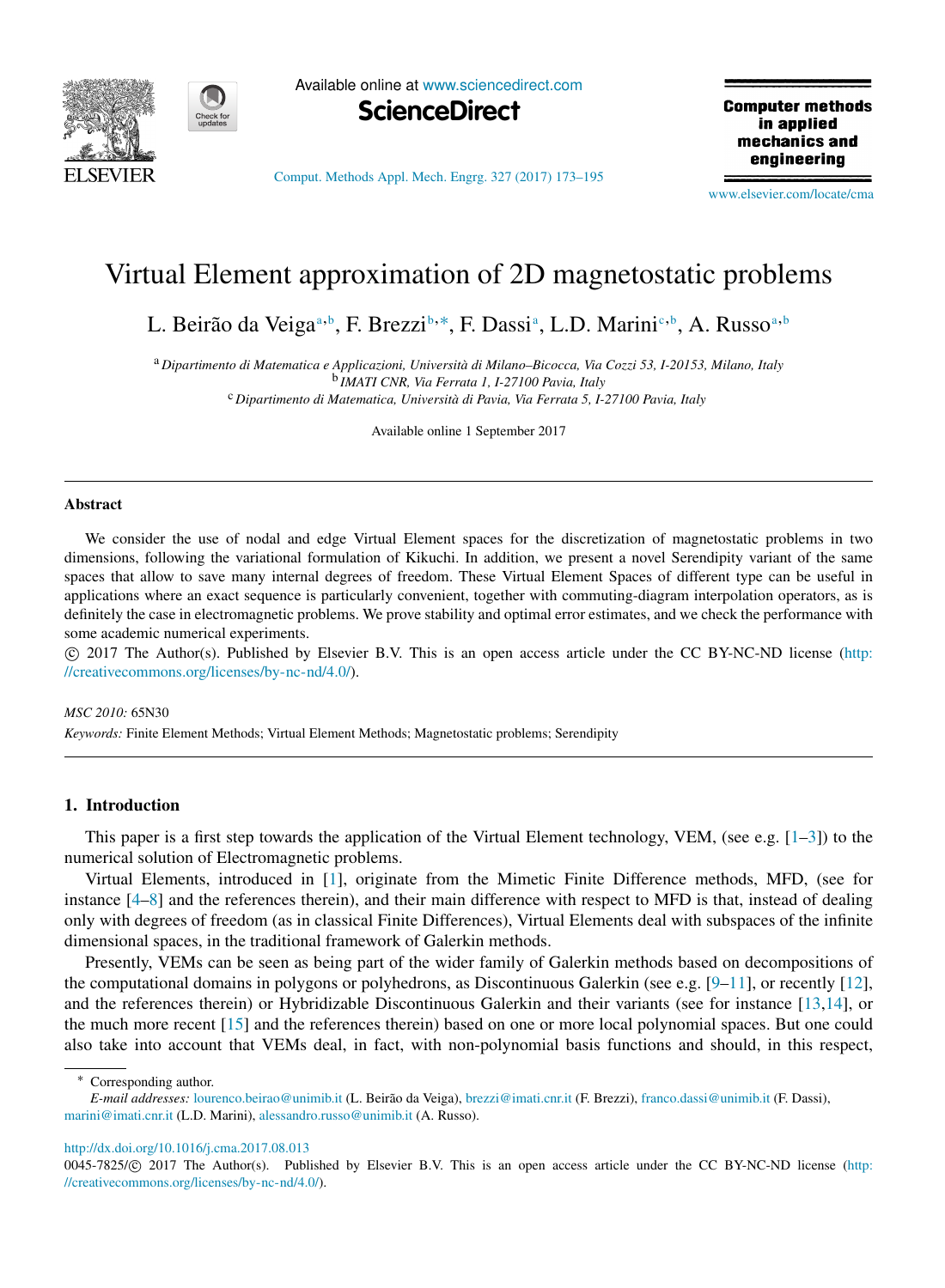# Virtual Element approximation of 2D magnetostatic problems

L. Beirão da Veiga[a,b], F. Brezzi[b,*], F. Dassi[a], L.D. Marini[c,b], A. Russo[a,b]

[a] *Dipartimento di Matematica e Applicazioni, Università di Milano–Bicocca, Via Cozzi 53, I-20153, Milano, Italy*
[b] *IMATI CNR, Via Ferrata 1, I-27100 Pavia, Italy*
[c] *Dipartimento di Matematica, Università di Pavia, Via Ferrata 5, I-27100 Pavia, Italy*

Available online 1 September 2017

## Abstract

We consider the use of nodal and edge Virtual Element spaces for the discretization of magnetostatic problems in two dimensions, following the variational formulation of Kikuchi. In addition, we present a novel Serendipity variant of the same spaces that allow to save many internal degrees of freedom. These Virtual Element Spaces of different type can be useful in applications where an exact sequence is particularly convenient, together with commuting-diagram interpolation operators, as is definitely the case in electromagnetic problems. We prove stability and optimal error estimates, and we check the performance with some academic numerical experiments.

© 2017 The Author(s). Published by Elsevier B.V. This is an open access article under the CC BY-NC-ND license (http://creativecommons.org/licenses/by-nc-nd/4.0/).

*MSC 2010:* 65N30

*Keywords:* Finite Element Methods; Virtual Element Methods; Magnetostatic problems; Serendipity

## 1. Introduction

This paper is a first step towards the application of the Virtual Element technology, VEM, (see e.g. [1–3]) to the numerical solution of Electromagnetic problems.

Virtual Elements, introduced in [1], originate from the Mimetic Finite Difference methods, MFD, (see for instance [4–8] and the references therein), and their main difference with respect to MFD is that, instead of dealing only with degrees of freedom (as in classical Finite Differences), Virtual Elements deal with subspaces of the infinite dimensional spaces, in the traditional framework of Galerkin methods.

Presently, VEMs can be seen as being part of the wider family of Galerkin methods based on decompositions of the computational domains in polygons or polyhedrons, as Discontinuous Galerkin (see e.g. [9–11], or recently [12], and the references therein) or Hybridizable Discontinuous Galerkin and their variants (see for instance [13,14], or the much more recent [15] and the references therein) based on one or more local polynomial spaces. But one could also take into account that VEMs deal, in fact, with non-polynomial basis functions and should, in this respect,

\* Corresponding author.
*E-mail addresses:* lourenco.beirao@unimib.it (L. Beirão da Veiga), brezzi@imati.cnr.it (F. Brezzi), franco.dassi@unimib.it (F. Dassi), marini@imati.cnr.it (L.D. Marini), alessandro.russo@unimib.it (A. Russo).

http://dx.doi.org/10.1016/j.cma.2017.08.013
0045-7825/© 2017 The Author(s). Published by Elsevier B.V. This is an open access article under the CC BY-NC-ND license (http://creativecommons.org/licenses/by-nc-nd/4.0/).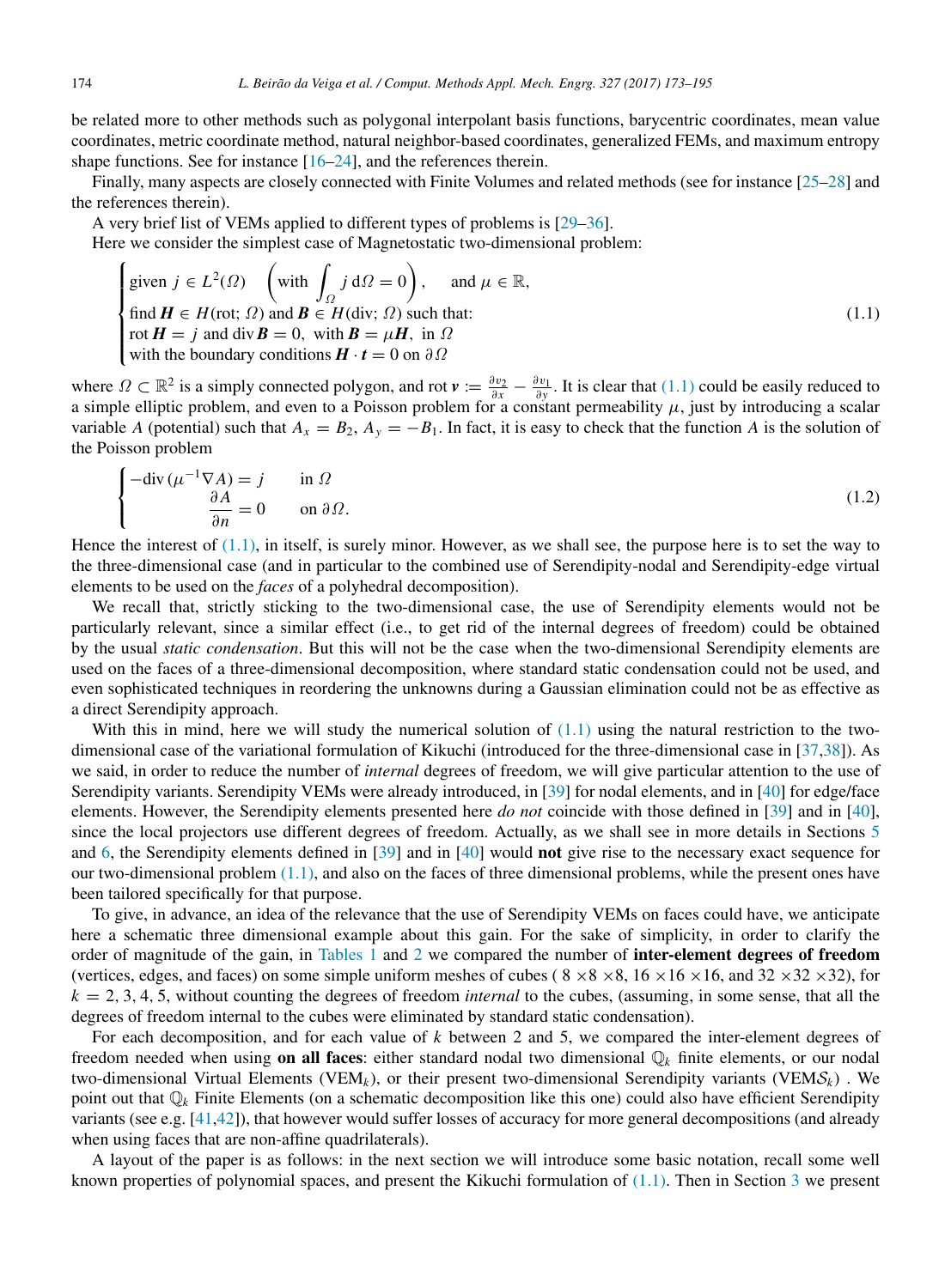be related more to other methods such as polygonal interpolant basis functions, barycentric coordinates, mean value coordinates, metric coordinate method, natural neighbor-based coordinates, generalized FEMs, and maximum entropy shape functions. See for instance [16–24], and the references therein.

Finally, many aspects are closely connected with Finite Volumes and related methods (see for instance [25–28] and the references therein).

A very brief list of VEMs applied to different types of problems is [29–36].

Here we consider the simplest case of Magnetostatic two-dimensional problem:

$$
\begin{cases}
\text{given } j \in L^2(\Omega) \quad \left(\text{with } \displaystyle\int_\Omega j \, \mathrm{d}\Omega = 0\right), \quad \text{ and } \mu \in \mathbb{R}, \\
\text{find } \boldsymbol{H} \in H(\text{rot}; \Omega) \text{ and } \boldsymbol{B} \in H(\text{div}; \Omega) \text{ such that:} \\
\text{rot}\, \boldsymbol{H} = j \text{ and } \text{div}\, \boldsymbol{B} = 0, \text{ with } \boldsymbol{B} = \mu \boldsymbol{H}, \text{ in } \Omega \\
\text{with the boundary conditions } \boldsymbol{H} \cdot \boldsymbol{t} = 0 \text{ on } \partial\Omega
\end{cases}
\tag{1.1}
$$

where $\Omega \subset \mathbb{R}^2$ is a simply connected polygon, and $\text{rot}\, \boldsymbol{v} := \frac{\partial v_2}{\partial x} - \frac{\partial v_1}{\partial y}$. It is clear that (1.1) could be easily reduced to a simple elliptic problem, and even to a Poisson problem for a constant permeability $\mu$, just by introducing a scalar variable $A$ (potential) such that $A_x = B_2$, $A_y = -B_1$. In fact, it is easy to check that the function $A$ is the solution of the Poisson problem

$$
\begin{cases}
-\text{div}\, (\mu^{-1} \nabla A) = j & \text{in } \Omega \\
\dfrac{\partial A}{\partial n} = 0 & \text{on } \partial\Omega.
\end{cases}
\tag{1.2}
$$

Hence the interest of (1.1), in itself, is surely minor. However, as we shall see, the purpose here is to set the way to the three-dimensional case (and in particular to the combined use of Serendipity-nodal and Serendipity-edge virtual elements to be used on the *faces* of a polyhedral decomposition).

We recall that, strictly sticking to the two-dimensional case, the use of Serendipity elements would not be particularly relevant, since a similar effect (i.e., to get rid of the internal degrees of freedom) could be obtained by the usual *static condensation*. But this will not be the case when the two-dimensional Serendipity elements are used on the faces of a three-dimensional decomposition, where standard static condensation could not be used, and even sophisticated techniques in reordering the unknowns during a Gaussian elimination could not be as effective as a direct Serendipity approach.

With this in mind, here we will study the numerical solution of (1.1) using the natural restriction to the two-dimensional case of the variational formulation of Kikuchi (introduced for the three-dimensional case in [37,38]). As we said, in order to reduce the number of *internal* degrees of freedom, we will give particular attention to the use of Serendipity variants. Serendipity VEMs were already introduced, in [39] for nodal elements, and in [40] for edge/face elements. However, the Serendipity elements presented here *do not* coincide with those defined in [39] and in [40], since the local projectors use different degrees of freedom. Actually, as we shall see in more details in Sections 5 and 6, the Serendipity elements defined in [39] and in [40] would **not** give rise to the necessary exact sequence for our two-dimensional problem (1.1), and also on the faces of three dimensional problems, while the present ones have been tailored specifically for that purpose.

To give, in advance, an idea of the relevance that the use of Serendipity VEMs on faces could have, we anticipate here a schematic three dimensional example about this gain. For the sake of simplicity, in order to clarify the order of magnitude of the gain, in Tables 1 and 2 we compared the number of **inter-element degrees of freedom** (vertices, edges, and faces) on some simple uniform meshes of cubes ( $8 \times 8 \times 8$, $16 \times 16 \times 16$, and $32 \times 32 \times 32$), for $k = 2, 3, 4, 5$, without counting the degrees of freedom *internal* to the cubes, (assuming, in some sense, that all the degrees of freedom internal to the cubes were eliminated by standard static condensation).

For each decomposition, and for each value of $k$ between 2 and 5, we compared the inter-element degrees of freedom needed when using **on all faces**: either standard nodal two dimensional $\mathbb{Q}_k$ finite elements, or our nodal two-dimensional Virtual Elements (VEM$_k$), or their present two-dimensional Serendipity variants (VEM$\mathcal{S}_k$) . We point out that $\mathbb{Q}_k$ Finite Elements (on a schematic decomposition like this one) could also have efficient Serendipity variants (see e.g. [41,42]), that however would suffer losses of accuracy for more general decompositions (and already when using faces that are non-affine quadrilaterals).

A layout of the paper is as follows: in the next section we will introduce some basic notation, recall some well known properties of polynomial spaces, and present the Kikuchi formulation of (1.1). Then in Section 3 we present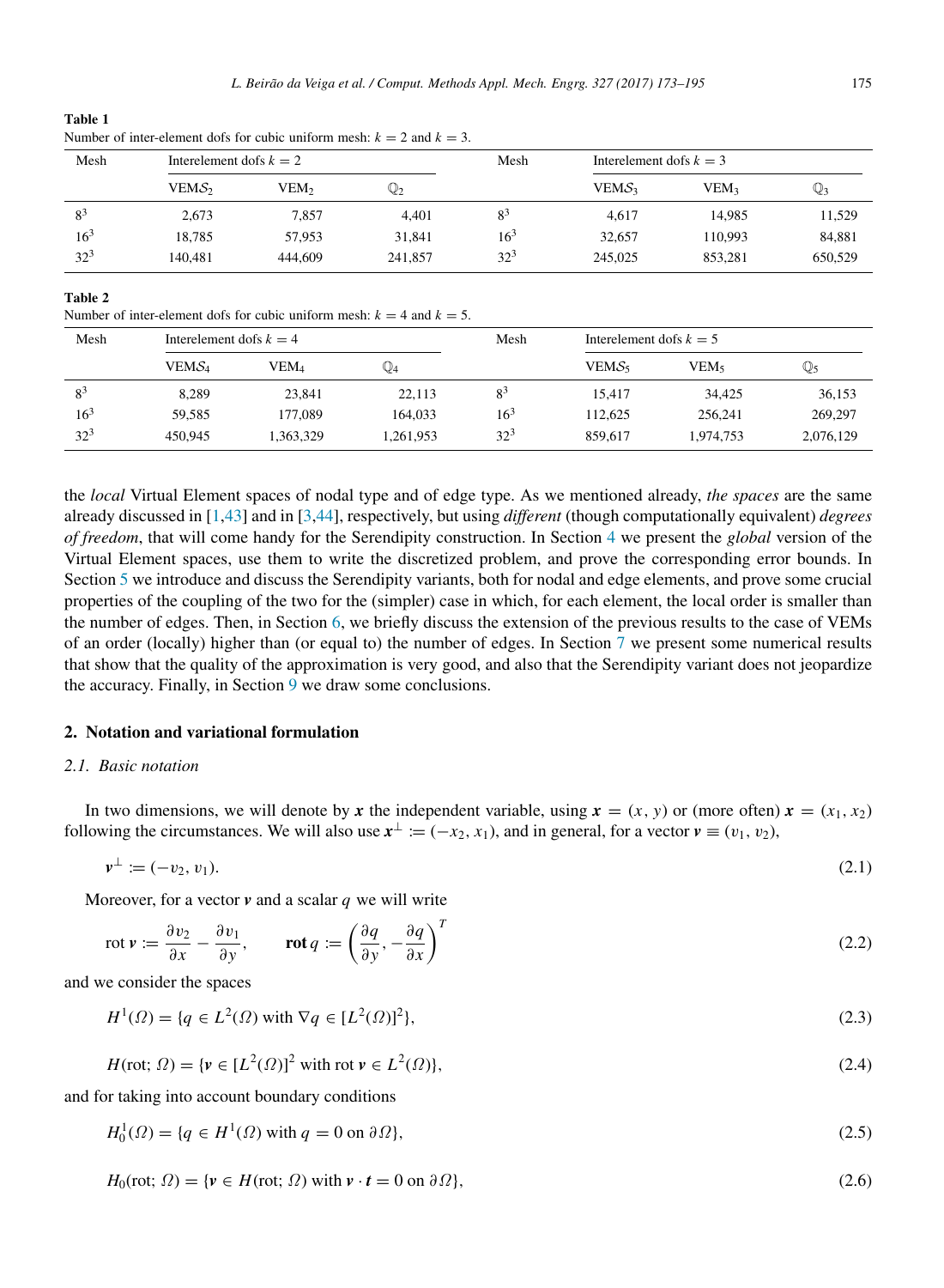**Table 1**
Number of inter-element dofs for cubic uniform mesh: $k = 2$ and $k = 3$.

| Mesh | Interelement dofs $k = 2$ | | | Mesh | Interelement dofs $k = 3$ | | |
|---|---|---|---|---|---|---|---|
| | $\text{VEM}\mathcal{S}_2$ | $\text{VEM}_2$ | $\mathbb{Q}_2$ | | $\text{VEM}\mathcal{S}_3$ | $\text{VEM}_3$ | $\mathbb{Q}_3$ |
| $8^3$ | 2,673 | 7,857 | 4,401 | $8^3$ | 4,617 | 14,985 | 11,529 |
| $16^3$ | 18,785 | 57,953 | 31,841 | $16^3$ | 32,657 | 110,993 | 84,881 |
| $32^3$ | 140,481 | 444,609 | 241,857 | $32^3$ | 245,025 | 853,281 | 650,529 |

**Table 2**
Number of inter-element dofs for cubic uniform mesh: $k = 4$ and $k = 5$.

| Mesh | Interelement dofs $k = 4$ | | | Mesh | Interelement dofs $k = 5$ | | |
|---|---|---|---|---|---|---|---|
| | $\text{VEM}\mathcal{S}_4$ | $\text{VEM}_4$ | $\mathbb{Q}_4$ | | $\text{VEM}\mathcal{S}_5$ | $\text{VEM}_5$ | $\mathbb{Q}_5$ |
| $8^3$ | 8,289 | 23,841 | 22,113 | $8^3$ | 15,417 | 34,425 | 36,153 |
| $16^3$ | 59,585 | 177,089 | 164,033 | $16^3$ | 112,625 | 256,241 | 269,297 |
| $32^3$ | 450,945 | 1,363,329 | 1,261,953 | $32^3$ | 859,617 | 1,974,753 | 2,076,129 |

the *local* Virtual Element spaces of nodal type and of edge type. As we mentioned already, *the spaces* are the same already discussed in [1,43] and in [3,44], respectively, but using *different* (though computationally equivalent) *degrees of freedom*, that will come handy for the Serendipity construction. In Section 4 we present the *global* version of the Virtual Element spaces, use them to write the discretized problem, and prove the corresponding error bounds. In Section 5 we introduce and discuss the Serendipity variants, both for nodal and edge elements, and prove some crucial properties of the coupling of the two for the (simpler) case in which, for each element, the local order is smaller than the number of edges. Then, in Section 6, we briefly discuss the extension of the previous results to the case of VEMs of an order (locally) higher than (or equal to) the number of edges. In Section 7 we present some numerical results that show that the quality of the approximation is very good, and also that the Serendipity variant does not jeopardize the accuracy. Finally, in Section 9 we draw some conclusions.

## 2. Notation and variational formulation

### 2.1. Basic notation

In two dimensions, we will denote by $\boldsymbol{x}$ the independent variable, using $\boldsymbol{x} = (x, y)$ or (more often) $\boldsymbol{x} = (x_1, x_2)$ following the circumstances. We will also use $\boldsymbol{x}^\perp := (-x_2, x_1)$, and in general, for a vector $\boldsymbol{v} \equiv (v_1, v_2)$,

$$\boldsymbol{v}^\perp := (-v_2, v_1). \tag{2.1}$$

Moreover, for a vector $\boldsymbol{v}$ and a scalar $q$ we will write

$$\text{rot}\, \boldsymbol{v} := \frac{\partial v_2}{\partial x} - \frac{\partial v_1}{\partial y}, \qquad \mathbf{rot}\, q := \left( \frac{\partial q}{\partial y}, -\frac{\partial q}{\partial x} \right)^T \tag{2.2}$$

and we consider the spaces

$$H^1(\Omega) = \{q \in L^2(\Omega) \text{ with } \nabla q \in [L^2(\Omega)]^2\}, \tag{2.3}$$

$$H(\text{rot}; \Omega) = \{\boldsymbol{v} \in [L^2(\Omega)]^2 \text{ with rot}\, \boldsymbol{v} \in L^2(\Omega)\}, \tag{2.4}$$

and for taking into account boundary conditions

$$H^1_0(\Omega) = \{q \in H^1(\Omega) \text{ with } q = 0 \text{ on } \partial\Omega\}, \tag{2.5}$$

$$H_0(\text{rot}; \Omega) = \{\boldsymbol{v} \in H(\text{rot}; \Omega) \text{ with } \boldsymbol{v} \cdot \boldsymbol{t} = 0 \text{ on } \partial\Omega\}, \tag{2.6}$$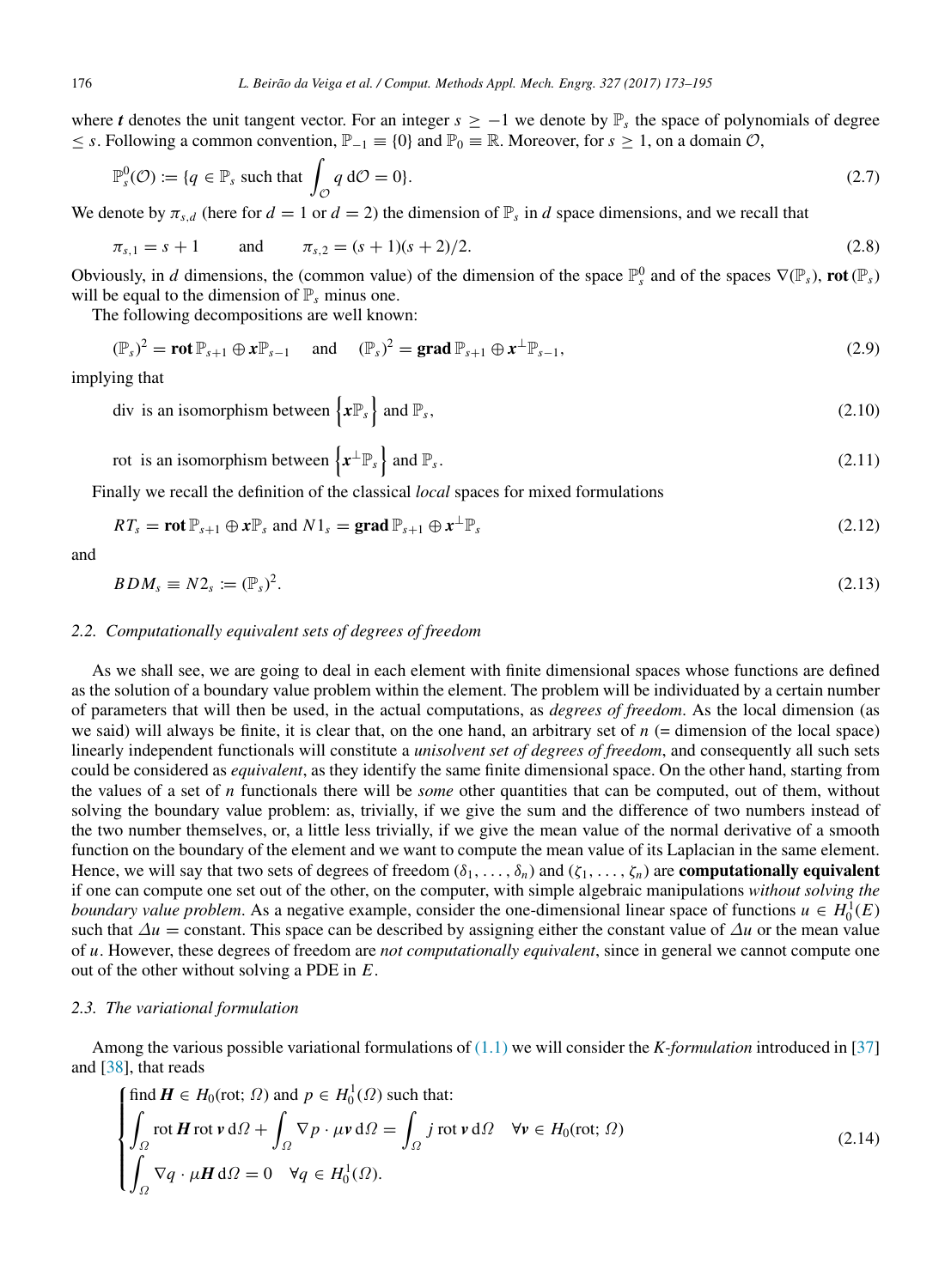where $\boldsymbol{t}$ denotes the unit tangent vector. For an integer $s \geq -1$ we denote by $\mathbb{P}_s$ the space of polynomials of degree $\leq s$. Following a common convention, $\mathbb{P}_{-1} \equiv \{0\}$ and $\mathbb{P}_0 \equiv \mathbb{R}$. Moreover, for $s \geq 1$, on a domain $\mathcal{O}$,

$$\mathbb{P}_s^0(\mathcal{O}) := \{q \in \mathbb{P}_s \text{ such that } \int_{\mathcal{O}} q \, \mathrm{d}\mathcal{O} = 0\}. \tag{2.7}$$

We denote by $\pi_{s,d}$ (here for $d = 1$ or $d = 2$) the dimension of $\mathbb{P}_s$ in $d$ space dimensions, and we recall that

$$\pi_{s,1} = s + 1 \qquad \text{and} \qquad \pi_{s,2} = (s+1)(s+2)/2. \tag{2.8}$$

Obviously, in $d$ dimensions, the (common value) of the dimension of the space $\mathbb{P}_s^0$ and of the spaces $\nabla(\mathbb{P}_s)$, $\mathbf{rot}\,(\mathbb{P}_s)$ will be equal to the dimension of $\mathbb{P}_s$ minus one.

The following decompositions are well known:

$$(\mathbb{P}_s)^2 = \mathbf{rot}\,\mathbb{P}_{s+1} \oplus \boldsymbol{x}\mathbb{P}_{s-1} \quad \text{and} \quad (\mathbb{P}_s)^2 = \mathbf{grad}\,\mathbb{P}_{s+1} \oplus \boldsymbol{x}^{\perp}\mathbb{P}_{s-1}, \tag{2.9}$$

implying that

$$\text{div is an isomorphism between } \left\{\boldsymbol{x}\mathbb{P}_s\right\} \text{ and } \mathbb{P}_s, \tag{2.10}$$

$$\text{rot is an isomorphism between } \left\{\boldsymbol{x}^{\perp}\mathbb{P}_s\right\} \text{ and } \mathbb{P}_s. \tag{2.11}$$

Finally we recall the definition of the classical *local* spaces for mixed formulations

$$RT_s = \mathbf{rot}\,\mathbb{P}_{s+1} \oplus \boldsymbol{x}\mathbb{P}_s \text{ and } N1_s = \mathbf{grad}\,\mathbb{P}_{s+1} \oplus \boldsymbol{x}^{\perp}\mathbb{P}_s \tag{2.12}$$

and

$$BDM_s \equiv N2_s := (\mathbb{P}_s)^2. \tag{2.13}$$

### 2.2. Computationally equivalent sets of degrees of freedom

As we shall see, we are going to deal in each element with finite dimensional spaces whose functions are defined as the solution of a boundary value problem within the element. The problem will be individuated by a certain number of parameters that will then be used, in the actual computations, as *degrees of freedom*. As the local dimension (as we said) will always be finite, it is clear that, on the one hand, an arbitrary set of $n$ (= dimension of the local space) linearly independent functionals will constitute a *unisolvent set of degrees of freedom*, and consequently all such sets could be considered as *equivalent*, as they identify the same finite dimensional space. On the other hand, starting from the values of a set of $n$ functionals there will be *some* other quantities that can be computed, out of them, without solving the boundary value problem: as, trivially, if we give the sum and the difference of two numbers instead of the two number themselves, or, a little less trivially, if we give the mean value of the normal derivative of a smooth function on the boundary of the element and we want to compute the mean value of its Laplacian in the same element. Hence, we will say that two sets of degrees of freedom $(\delta_1, \ldots, \delta_n)$ and $(\zeta_1, \ldots, \zeta_n)$ are **computationally equivalent** if one can compute one set out of the other, on the computer, with simple algebraic manipulations *without solving the boundary value problem*. As a negative example, consider the one-dimensional linear space of functions $u \in H_0^1(E)$ such that $\Delta u =$ constant. This space can be described by assigning either the constant value of $\Delta u$ or the mean value of $u$. However, these degrees of freedom are *not computationally equivalent*, since in general we cannot compute one out of the other without solving a PDE in $E$.

### 2.3. The variational formulation

Among the various possible variational formulations of (1.1) we will consider the *K-formulation* introduced in [37] and [38], that reads

$$\begin{cases} \text{find } \boldsymbol{H} \in H_0(\text{rot}; \Omega) \text{ and } p \in H_0^1(\Omega) \text{ such that:} \\ \displaystyle\int_\Omega \text{rot}\,\boldsymbol{H}\,\text{rot}\,\boldsymbol{v}\,\mathrm{d}\Omega + \int_\Omega \nabla p \cdot \mu \boldsymbol{v}\,\mathrm{d}\Omega = \int_\Omega j\,\text{rot}\,\boldsymbol{v}\,\mathrm{d}\Omega \quad \forall \boldsymbol{v} \in H_0(\text{rot}; \Omega) \\ \displaystyle\int_\Omega \nabla q \cdot \mu \boldsymbol{H}\,\mathrm{d}\Omega = 0 \quad \forall q \in H_0^1(\Omega). \end{cases} \tag{2.14}$$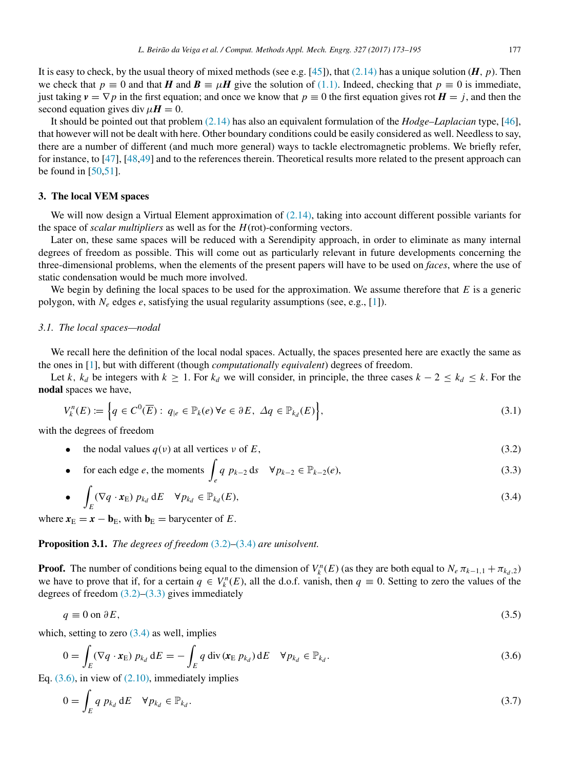It is easy to check, by the usual theory of mixed methods (see e.g. [45]), that (2.14) has a unique solution $(\boldsymbol{H}, p)$. Then we check that $p \equiv 0$ and that $\boldsymbol{H}$ and $\boldsymbol{B} \equiv \mu \boldsymbol{H}$ give the solution of (1.1). Indeed, checking that $p \equiv 0$ is immediate, just taking $\boldsymbol{v} = \nabla p$ in the first equation; and once we know that $p \equiv 0$ the first equation gives $\operatorname{rot} \boldsymbol{H} = j$, and then the second equation gives $\operatorname{div} \mu \boldsymbol{H} = 0$.

It should be pointed out that problem (2.14) has also an equivalent formulation of the *Hodge–Laplacian* type, [46], that however will not be dealt with here. Other boundary conditions could be easily considered as well. Needless to say, there are a number of different (and much more general) ways to tackle electromagnetic problems. We briefly refer, for instance, to [47], [48,49] and to the references therein. Theoretical results more related to the present approach can be found in [50,51].

## 3. The local VEM spaces

We will now design a Virtual Element approximation of (2.14), taking into account different possible variants for the space of *scalar multipliers* as well as for the $H(\text{rot})$-conforming vectors.

Later on, these same spaces will be reduced with a Serendipity approach, in order to eliminate as many internal degrees of freedom as possible. This will come out as particularly relevant in future developments concerning the three-dimensional problems, when the elements of the present papers will have to be used on *faces*, where the use of static condensation would be much more involved.

We begin by defining the local spaces to be used for the approximation. We assume therefore that $E$ is a generic polygon, with $N_e$ edges $e$, satisfying the usual regularity assumptions (see, e.g., [1]).

### 3.1. The local spaces—nodal

We recall here the definition of the local nodal spaces. Actually, the spaces presented here are exactly the same as the ones in [1], but with different (though *computationally equivalent*) degrees of freedom.

Let $k$, $k_d$ be integers with $k \geq 1$. For $k_d$ we will consider, in principle, the three cases $k-2 \leq k_d \leq k$. For the **nodal** spaces we have,

$$V_k^n(E) := \Big\{ q \in C^0(\overline{E}) : \; q_{|e} \in \mathbb{P}_k(e) \, \forall e \in \partial E, \; \Delta q \in \mathbb{P}_{k_d}(E) \Big\}, \tag{3.1}$$

with the degrees of freedom

- the nodal values $q(\nu)$ at all vertices $\nu$ of $E$, (3.2)
- for each edge $e$, the moments $\displaystyle\int_e q \, p_{k-2} \, \mathrm{d}s \quad \forall p_{k-2} \in \mathbb{P}_{k-2}(e)$, (3.3)
- $\displaystyle\int_E (\nabla q \cdot \boldsymbol{x}_{\mathrm{E}}) \, p_{k_d} \, \mathrm{d}E \quad \forall p_{k_d} \in \mathbb{P}_{k_d}(E)$, (3.4)

where $\boldsymbol{x}_{\mathrm{E}} = \boldsymbol{x} - \mathbf{b}_{\mathrm{E}}$, with $\mathbf{b}_{\mathrm{E}} =$ barycenter of $E$.

**Proposition 3.1.** *The degrees of freedom* (3.2)–(3.4) *are unisolvent.*

**Proof.** The number of conditions being equal to the dimension of $V_k^n(E)$ (as they are both equal to $N_e \, \pi_{k-1,1} + \pi_{k_d,2}$) we have to prove that if, for a certain $q \in V_k^n(E)$, all the d.o.f. vanish, then $q \equiv 0$. Setting to zero the values of the degrees of freedom (3.2)–(3.3) gives immediately

$$q \equiv 0 \text{ on } \partial E, \tag{3.5}$$

which, setting to zero (3.4) as well, implies

$$0 = \int_E (\nabla q \cdot \boldsymbol{x}_{\mathrm{E}}) \, p_{k_d} \, \mathrm{d}E = - \int_E q \operatorname{div}(\boldsymbol{x}_{\mathrm{E}} \, p_{k_d}) \, \mathrm{d}E \quad \forall p_{k_d} \in \mathbb{P}_{k_d}. \tag{3.6}$$

Eq. (3.6), in view of (2.10), immediately implies

$$0 = \int_E q \, p_{k_d} \, \mathrm{d}E \quad \forall p_{k_d} \in \mathbb{P}_{k_d}. \tag{3.7}$$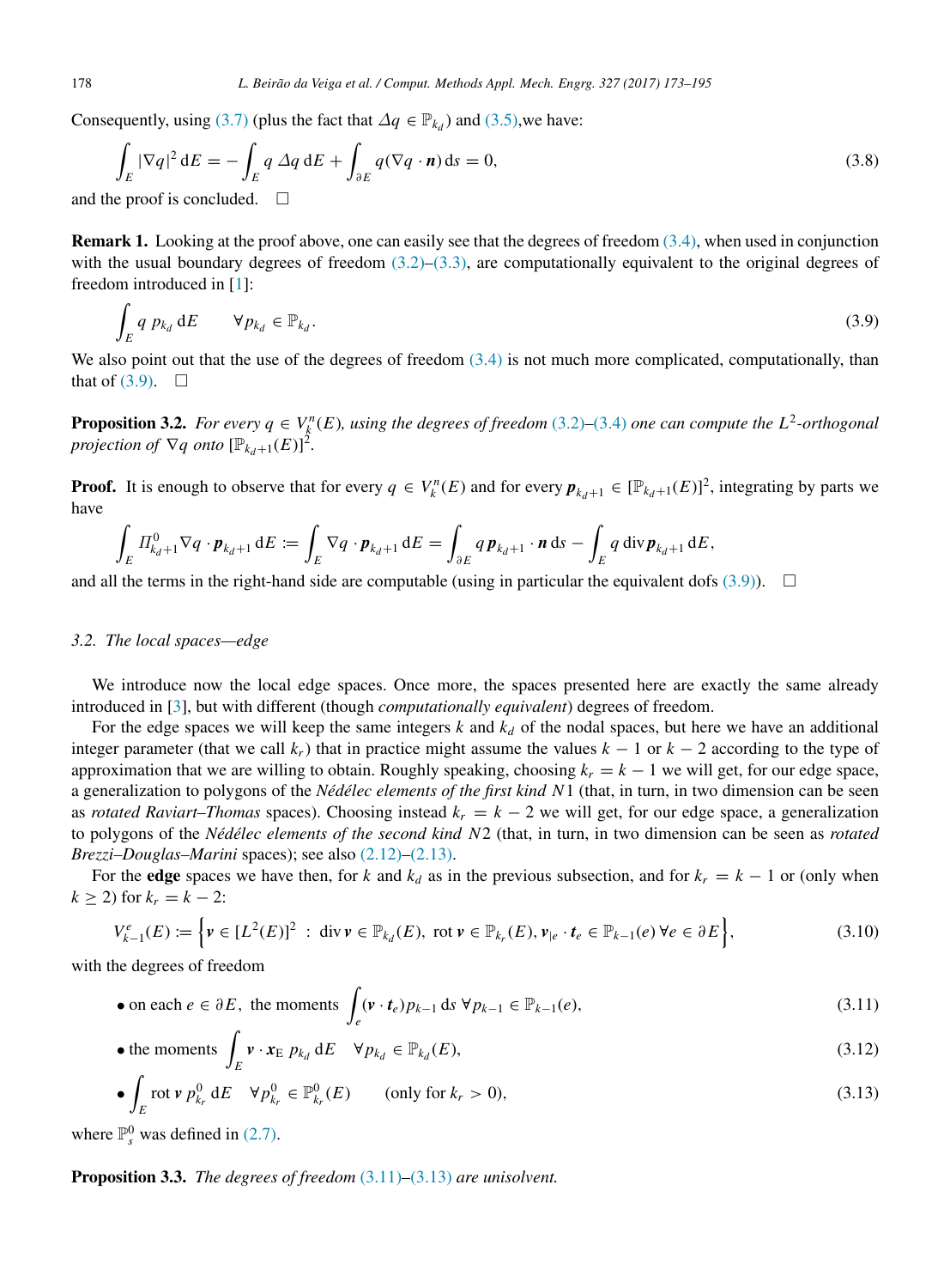Consequently, using (3.7) (plus the fact that $\Delta q \in \mathbb{P}_{k_d}$) and (3.5),we have:

$$
\int_E |\nabla q|^2 \,\mathrm{d}E = -\int_E q\,\Delta q\,\mathrm{d}E + \int_{\partial E} q(\nabla q \cdot \boldsymbol{n})\,\mathrm{d}s = 0, \tag{3.8}
$$

and the proof is concluded. $\square$

**Remark 1.** Looking at the proof above, one can easily see that the degrees of freedom (3.4), when used in conjunction with the usual boundary degrees of freedom (3.2)–(3.3), are computationally equivalent to the original degrees of freedom introduced in [1]:

$$
\int_E q\, p_{k_d}\,\mathrm{d}E \qquad \forall p_{k_d} \in \mathbb{P}_{k_d}. \tag{3.9}
$$

We also point out that the use of the degrees of freedom (3.4) is not much more complicated, computationally, than that of (3.9). $\square$

**Proposition 3.2.** *For every $q \in V_k^n(E)$, using the degrees of freedom (3.2)–(3.4) one can compute the $L^2$-orthogonal projection of $\nabla q$ onto $[\mathbb{P}_{k_d+1}(E)]^2$.*

**Proof.** It is enough to observe that for every $q \in V_k^n(E)$ and for every $\boldsymbol{p}_{k_d+1} \in [\mathbb{P}_{k_d+1}(E)]^2$, integrating by parts we have

$$
\int_E \Pi^0_{k_d+1}\nabla q \cdot \boldsymbol{p}_{k_d+1}\,\mathrm{d}E := \int_E \nabla q \cdot \boldsymbol{p}_{k_d+1}\,\mathrm{d}E = \int_{\partial E} q\,\boldsymbol{p}_{k_d+1}\cdot \boldsymbol{n}\,\mathrm{d}s - \int_E q\,\mathrm{div}\,\boldsymbol{p}_{k_d+1}\,\mathrm{d}E,
$$

and all the terms in the right-hand side are computable (using in particular the equivalent dofs (3.9)). $\square$

### 3.2. The local spaces—edge

We introduce now the local edge spaces. Once more, the spaces presented here are exactly the same already introduced in [3], but with different (though *computationally equivalent*) degrees of freedom.

For the edge spaces we will keep the same integers $k$ and $k_d$ of the nodal spaces, but here we have an additional integer parameter (that we call $k_r$) that in practice might assume the values $k-1$ or $k-2$ according to the type of approximation that we are willing to obtain. Roughly speaking, choosing $k_r = k-1$ we will get, for our edge space, a generalization to polygons of the *Nédélec elements of the first kind* $N1$ (that, in turn, in two dimension can be seen as *rotated Raviart–Thomas* spaces). Choosing instead $k_r = k-2$ we will get, for our edge space, a generalization to polygons of the *Nédélec elements of the second kind* $N2$ (that, in turn, in two dimension can be seen as *rotated Brezzi–Douglas–Marini* spaces); see also (2.12)–(2.13).

For the **edge** spaces we have then, for $k$ and $k_d$ as in the previous subsection, and for $k_r = k-1$ or (only when $k \geq 2$) for $k_r = k-2$:

$$
V_{k-1}^e(E) := \left\{ \boldsymbol{v} \in [L^2(E)]^2 \;:\; \mathrm{div}\,\boldsymbol{v} \in \mathbb{P}_{k_d}(E),\ \mathrm{rot}\,\boldsymbol{v} \in \mathbb{P}_{k_r}(E), \boldsymbol{v}_{|e}\cdot \boldsymbol{t}_e \in \mathbb{P}_{k-1}(e)\ \forall e \in \partial E \right\}, \tag{3.10}
$$

with the degrees of freedom

- on each $e \in \partial E$, the moments $\displaystyle\int_e (\boldsymbol{v}\cdot \boldsymbol{t}_e)\,p_{k-1}\,\mathrm{d}s \ \forall p_{k-1} \in \mathbb{P}_{k-1}(e),$ (3.11)
- the moments $\displaystyle\int_E \boldsymbol{v}\cdot \boldsymbol{x}_{\mathrm{E}}\ p_{k_d}\,\mathrm{d}E \quad \forall p_{k_d} \in \mathbb{P}_{k_d}(E),$ (3.12)
- $\displaystyle\int_E \mathrm{rot}\,\boldsymbol{v}\ p^0_{k_r}\,\mathrm{d}E \quad \forall p^0_{k_r} \in \mathbb{P}^0_{k_r}(E) \qquad$ (only for $k_r > 0$), (3.13)

where $\mathbb{P}^0_s$ was defined in (2.7).

**Proposition 3.3.** *The degrees of freedom (3.11)–(3.13) are unisolvent.*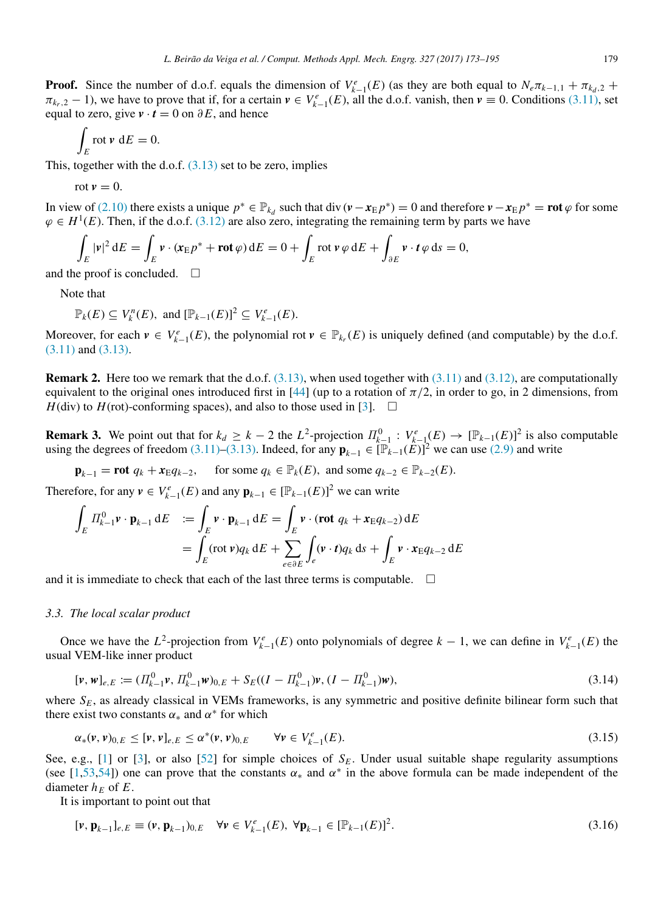**Proof.** Since the number of d.o.f. equals the dimension of $V^e_{k-1}(E)$ (as they are both equal to $N_e\pi_{k-1,1} + \pi_{k_d,2} + \pi_{k_r,2} - 1$), we have to prove that if, for a certain $\boldsymbol{v} \in V^e_{k-1}(E)$, all the d.o.f. vanish, then $\boldsymbol{v} \equiv 0$. Conditions (3.11), set equal to zero, give $\boldsymbol{v} \cdot \boldsymbol{t} = 0$ on $\partial E$, and hence

$$\int_E \operatorname{rot} \boldsymbol{v} \, dE = 0.$$

This, together with the d.o.f. (3.13) set to be zero, implies

$$\operatorname{rot} \boldsymbol{v} = 0.$$

In view of (2.10) there exists a unique $p^* \in \mathbb{P}_{k_d}$ such that $\operatorname{div}(\boldsymbol{v} - \boldsymbol{x}_E p^*) = 0$ and therefore $\boldsymbol{v} - \boldsymbol{x}_E p^* = \mathbf{rot}\, \varphi$ for some $\varphi \in H^1(E)$. Then, if the d.o.f. (3.12) are also zero, integrating the remaining term by parts we have

$$\int_E |\boldsymbol{v}|^2 \, dE = \int_E \boldsymbol{v} \cdot (\boldsymbol{x}_E p^* + \mathbf{rot}\, \varphi) \, dE = 0 + \int_E \operatorname{rot} \boldsymbol{v}\, \varphi \, dE + \int_{\partial E} \boldsymbol{v} \cdot \boldsymbol{t}\, \varphi \, ds = 0,$$

and the proof is concluded. $\square$

Note that

$$\mathbb{P}_k(E) \subseteq V^n_k(E), \text{ and } [\mathbb{P}_{k-1}(E)]^2 \subseteq V^e_{k-1}(E).$$

Moreover, for each $\boldsymbol{v} \in V^e_{k-1}(E)$, the polynomial $\operatorname{rot} \boldsymbol{v} \in \mathbb{P}_{k_r}(E)$ is uniquely defined (and computable) by the d.o.f. (3.11) and (3.13).

**Remark 2.** Here too we remark that the d.o.f. (3.13), when used together with (3.11) and (3.12), are computationally equivalent to the original ones introduced first in [44] (up to a rotation of $\pi/2$, in order to go, in 2 dimensions, from $H(\text{div})$ to $H(\text{rot})$-conforming spaces), and also to those used in [3]. $\square$

**Remark 3.** We point out that for $k_d \geq k - 2$ the $L^2$-projection $\Pi^0_{k-1} : V^e_{k-1}(E) \to [\mathbb{P}_{k-1}(E)]^2$ is also computable using the degrees of freedom (3.11)–(3.13). Indeed, for any $\mathbf{p}_{k-1} \in [\mathbb{P}_{k-1}(E)]^2$ we can use (2.9) and write

$$\mathbf{p}_{k-1} = \mathbf{rot}\, q_k + \boldsymbol{x}_E q_{k-2}, \quad \text{for some } q_k \in \mathbb{P}_k(E), \text{ and some } q_{k-2} \in \mathbb{P}_{k-2}(E).$$

Therefore, for any $\boldsymbol{v} \in V^e_{k-1}(E)$ and any $\mathbf{p}_{k-1} \in [\mathbb{P}_{k-1}(E)]^2$ we can write

$$\begin{aligned}\int_E \Pi^0_{k-1}\boldsymbol{v} \cdot \mathbf{p}_{k-1} \, dE \quad &:= \int_E \boldsymbol{v} \cdot \mathbf{p}_{k-1} \, dE = \int_E \boldsymbol{v} \cdot (\mathbf{rot}\, q_k + \boldsymbol{x}_E q_{k-2}) \, dE \\ &= \int_E (\operatorname{rot} \boldsymbol{v}) q_k \, dE + \sum_{e \in \partial E} \int_e (\boldsymbol{v} \cdot \boldsymbol{t}) q_k \, ds + \int_E \boldsymbol{v} \cdot \boldsymbol{x}_E q_{k-2} \, dE\end{aligned}$$

and it is immediate to check that each of the last three terms is computable. $\square$

### 3.3. *The local scalar product*

Once we have the $L^2$-projection from $V^e_{k-1}(E)$ onto polynomials of degree $k - 1$, we can define in $V^e_{k-1}(E)$ the usual VEM-like inner product

$$[\boldsymbol{v}, \boldsymbol{w}]_{e,E} := (\Pi^0_{k-1}\boldsymbol{v}, \Pi^0_{k-1}\boldsymbol{w})_{0,E} + S_E((I - \Pi^0_{k-1})\boldsymbol{v}, (I - \Pi^0_{k-1})\boldsymbol{w}), \tag{3.14}$$

where $S_E$, as already classical in VEMs frameworks, is any symmetric and positive definite bilinear form such that there exist two constants $\alpha_*$ and $\alpha^*$ for which

$$\alpha_*(\boldsymbol{v}, \boldsymbol{v})_{0,E} \leq [\boldsymbol{v}, \boldsymbol{v}]_{e,E} \leq \alpha^*(\boldsymbol{v}, \boldsymbol{v})_{0,E} \qquad \forall \boldsymbol{v} \in V^e_{k-1}(E). \tag{3.15}$$

See, e.g., [1] or [3], or also [52] for simple choices of $S_E$. Under usual suitable shape regularity assumptions (see [1,53,54]) one can prove that the constants $\alpha_*$ and $\alpha^*$ in the above formula can be made independent of the diameter $h_E$ of $E$.

It is important to point out that

$$[\boldsymbol{v}, \mathbf{p}_{k-1}]_{e,E} \equiv (\boldsymbol{v}, \mathbf{p}_{k-1})_{0,E} \quad \forall \boldsymbol{v} \in V^e_{k-1}(E),\ \forall \mathbf{p}_{k-1} \in [\mathbb{P}_{k-1}(E)]^2. \tag{3.16}$$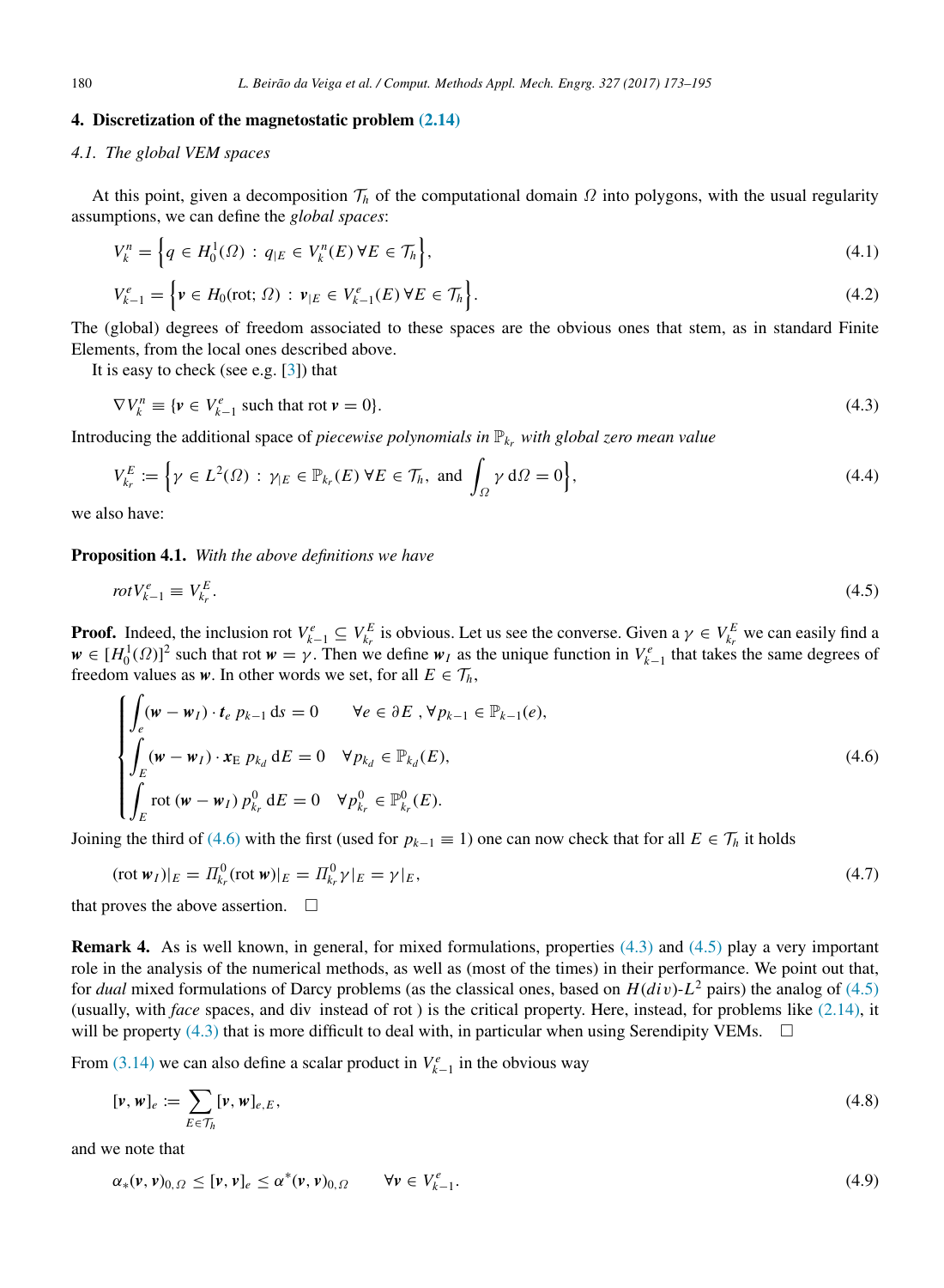## 4. Discretization of the magnetostatic problem (2.14)

### 4.1. The global VEM spaces

At this point, given a decomposition $\mathcal{T}_h$ of the computational domain $\Omega$ into polygons, with the usual regularity assumptions, we can define the *global spaces*:

$$V_k^n = \Big\{ q \in H_0^1(\Omega) \,:\, q_{|E} \in V_k^n(E)\,\forall E \in \mathcal{T}_h \Big\}, \tag{4.1}$$

$$V_{k-1}^e = \Big\{ \boldsymbol{v} \in H_0(\text{rot};\,\Omega) \,:\, \boldsymbol{v}_{|E} \in V_{k-1}^e(E)\,\forall E \in \mathcal{T}_h \Big\}. \tag{4.2}$$

The (global) degrees of freedom associated to these spaces are the obvious ones that stem, as in standard Finite Elements, from the local ones described above.

It is easy to check (see e.g. [3]) that

$$\nabla V_k^n \equiv \{\boldsymbol{v} \in V_{k-1}^e \text{ such that rot } \boldsymbol{v} = 0\}. \tag{4.3}$$

Introducing the additional space of *piecewise polynomials in* $\mathbb{P}_{k_r}$ *with global zero mean value*

$$V_{k_r}^E := \Big\{ \gamma \in L^2(\Omega) \,:\, \gamma_{|E} \in \mathbb{P}_{k_r}(E)\,\forall E \in \mathcal{T}_h, \text{ and } \int_\Omega \gamma \,\mathrm{d}\Omega = 0 \Big\}, \tag{4.4}$$

we also have:

**Proposition 4.1.** *With the above definitions we have*

$$\mathit{rot} V_{k-1}^e \equiv V_{k_r}^E. \tag{4.5}$$

**Proof.** Indeed, the inclusion rot $V_{k-1}^e \subseteq V_{k_r}^E$ is obvious. Let us see the converse. Given a $\gamma \in V_{k_r}^E$ we can easily find a $\boldsymbol{w} \in [H_0^1(\Omega)]^2$ such that rot $\boldsymbol{w} = \gamma$. Then we define $\boldsymbol{w}_I$ as the unique function in $V_{k-1}^e$ that takes the same degrees of freedom values as $\boldsymbol{w}$. In other words we set, for all $E \in \mathcal{T}_h$,

$$\begin{cases} \displaystyle\int_e (\boldsymbol{w} - \boldsymbol{w}_I) \cdot \boldsymbol{t}_e \, p_{k-1} \,\mathrm{d}s = 0 \qquad \forall e \in \partial E\ , \forall p_{k-1} \in \mathbb{P}_{k-1}(e), \\ \displaystyle\int_E (\boldsymbol{w} - \boldsymbol{w}_I) \cdot \boldsymbol{x}_{\mathrm{E}} \, p_{k_d} \,\mathrm{d}E = 0 \quad \forall p_{k_d} \in \mathbb{P}_{k_d}(E), \\ \displaystyle\int_E \text{rot}\,(\boldsymbol{w} - \boldsymbol{w}_I)\, p_{k_r}^0 \,\mathrm{d}E = 0 \quad \forall p_{k_r}^0 \in \mathbb{P}_{k_r}^0(E). \end{cases} \tag{4.6}$$

Joining the third of (4.6) with the first (used for $p_{k-1} \equiv 1$) one can now check that for all $E \in \mathcal{T}_h$ it holds

$$(\text{rot}\,\boldsymbol{w}_I)_{|E} = \Pi_{k_r}^0(\text{rot}\,\boldsymbol{w})_{|E} = \Pi_{k_r}^0 \gamma_{|E} = \gamma_{|E}, \tag{4.7}$$

that proves the above assertion. $\square$

**Remark 4.** As is well known, in general, for mixed formulations, properties (4.3) and (4.5) play a very important role in the analysis of the numerical methods, as well as (most of the times) in their performance. We point out that, for *dual* mixed formulations of Darcy problems (as the classical ones, based on $H(div)$-$L^2$ pairs) the analog of (4.5) (usually, with *face* spaces, and div instead of rot ) is the critical property. Here, instead, for problems like (2.14), it will be property (4.3) that is more difficult to deal with, in particular when using Serendipity VEMs. $\square$

From (3.14) we can also define a scalar product in $V_{k-1}^e$ in the obvious way

$$[\boldsymbol{v}, \boldsymbol{w}]_e := \sum_{E \in \mathcal{T}_h} [\boldsymbol{v}, \boldsymbol{w}]_{e,E}, \tag{4.8}$$

and we note that

$$\alpha_*(\boldsymbol{v}, \boldsymbol{v})_{0,\Omega} \le [\boldsymbol{v}, \boldsymbol{v}]_e \le \alpha^*(\boldsymbol{v}, \boldsymbol{v})_{0,\Omega} \qquad \forall \boldsymbol{v} \in V_{k-1}^e. \tag{4.9}$$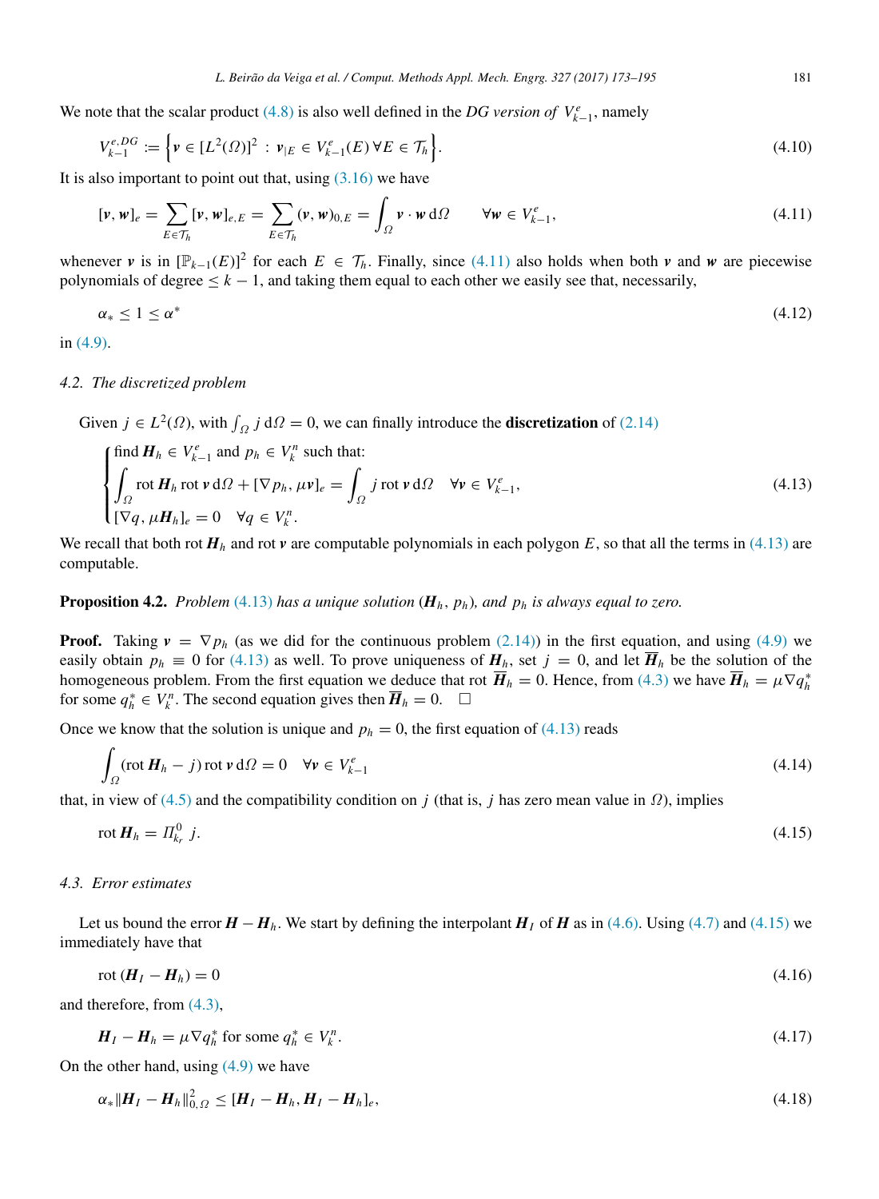We note that the scalar product (4.8) is also well defined in the *DG version of* $V^e_{k-1}$, namely

$$V^{e,DG}_{k-1} := \Big\{ \boldsymbol{v} \in [L^2(\Omega)]^2 \; : \; \boldsymbol{v}_{|E} \in V^e_{k-1}(E) \, \forall E \in \mathcal{T}_h \Big\}. \tag{4.10}$$

It is also important to point out that, using (3.16) we have

$$[\boldsymbol{v}, \boldsymbol{w}]_e = \sum_{E \in \mathcal{T}_h} [\boldsymbol{v}, \boldsymbol{w}]_{e,E} = \sum_{E \in \mathcal{T}_h} (\boldsymbol{v}, \boldsymbol{w})_{0,E} = \int_\Omega \boldsymbol{v} \cdot \boldsymbol{w} \, \mathrm{d}\Omega \qquad \forall \boldsymbol{w} \in V^e_{k-1}, \tag{4.11}$$

whenever $\boldsymbol{v}$ is in $[\mathbb{P}_{k-1}(E)]^2$ for each $E \in \mathcal{T}_h$. Finally, since (4.11) also holds when both $\boldsymbol{v}$ and $\boldsymbol{w}$ are piecewise polynomials of degree $\le k-1$, and taking them equal to each other we easily see that, necessarily,

$$\alpha_* \le 1 \le \alpha^* \tag{4.12}$$

in (4.9).

### 4.2. The discretized problem

Given $j \in L^2(\Omega)$, with $\int_\Omega j \, \mathrm{d}\Omega = 0$, we can finally introduce the **discretization** of (2.14)

$$\begin{cases} \text{find } \boldsymbol{H}_h \in V^e_{k-1} \text{ and } p_h \in V^n_k \text{ such that:} \\ \displaystyle\int_\Omega \operatorname{rot} \boldsymbol{H}_h \operatorname{rot} \boldsymbol{v} \, \mathrm{d}\Omega + [\nabla p_h, \mu \boldsymbol{v}]_e = \int_\Omega j \operatorname{rot} \boldsymbol{v} \, \mathrm{d}\Omega \quad \forall \boldsymbol{v} \in V^e_{k-1}, \\ [\nabla q, \mu \boldsymbol{H}_h]_e = 0 \quad \forall q \in V^n_k. \end{cases} \tag{4.13}$$

We recall that both $\operatorname{rot} \boldsymbol{H}_h$ and $\operatorname{rot} \boldsymbol{v}$ are computable polynomials in each polygon $E$, so that all the terms in (4.13) are computable.

**Proposition 4.2.** *Problem (4.13) has a unique solution $(\boldsymbol{H}_h, p_h)$, and $p_h$ is always equal to zero.*

**Proof.** Taking $\boldsymbol{v} = \nabla p_h$ (as we did for the continuous problem (2.14)) in the first equation, and using (4.9) we easily obtain $p_h \equiv 0$ for (4.13) as well. To prove uniqueness of $\boldsymbol{H}_h$, set $j = 0$, and let $\overline{\boldsymbol{H}}_h$ be the solution of the homogeneous problem. From the first equation we deduce that $\operatorname{rot} \overline{\boldsymbol{H}}_h = 0$. Hence, from (4.3) we have $\overline{\boldsymbol{H}}_h = \mu \nabla q_h^*$ for some $q_h^* \in V^n_k$. The second equation gives then $\overline{\boldsymbol{H}}_h = 0$. $\square$

Once we know that the solution is unique and $p_h = 0$, the first equation of (4.13) reads

$$\int_\Omega (\operatorname{rot} \boldsymbol{H}_h - j) \operatorname{rot} \boldsymbol{v} \, \mathrm{d}\Omega = 0 \quad \forall \boldsymbol{v} \in V^e_{k-1} \tag{4.14}$$

that, in view of (4.5) and the compatibility condition on $j$ (that is, $j$ has zero mean value in $\Omega$), implies

$$\operatorname{rot} \boldsymbol{H}_h = \Pi^0_{k_r} \, j. \tag{4.15}$$

### 4.3. Error estimates

Let us bound the error $\boldsymbol{H} - \boldsymbol{H}_h$. We start by defining the interpolant $\boldsymbol{H}_I$ of $\boldsymbol{H}$ as in (4.6). Using (4.7) and (4.15) we immediately have that

$$\operatorname{rot} (\boldsymbol{H}_I - \boldsymbol{H}_h) = 0 \tag{4.16}$$

and therefore, from (4.3),

$$\boldsymbol{H}_I - \boldsymbol{H}_h = \mu \nabla q_h^* \text{ for some } q_h^* \in V^n_k. \tag{4.17}$$

On the other hand, using (4.9) we have

$$\alpha_* \|\boldsymbol{H}_I - \boldsymbol{H}_h\|^2_{0,\Omega} \le [\boldsymbol{H}_I - \boldsymbol{H}_h, \boldsymbol{H}_I - \boldsymbol{H}_h]_e, \tag{4.18}$$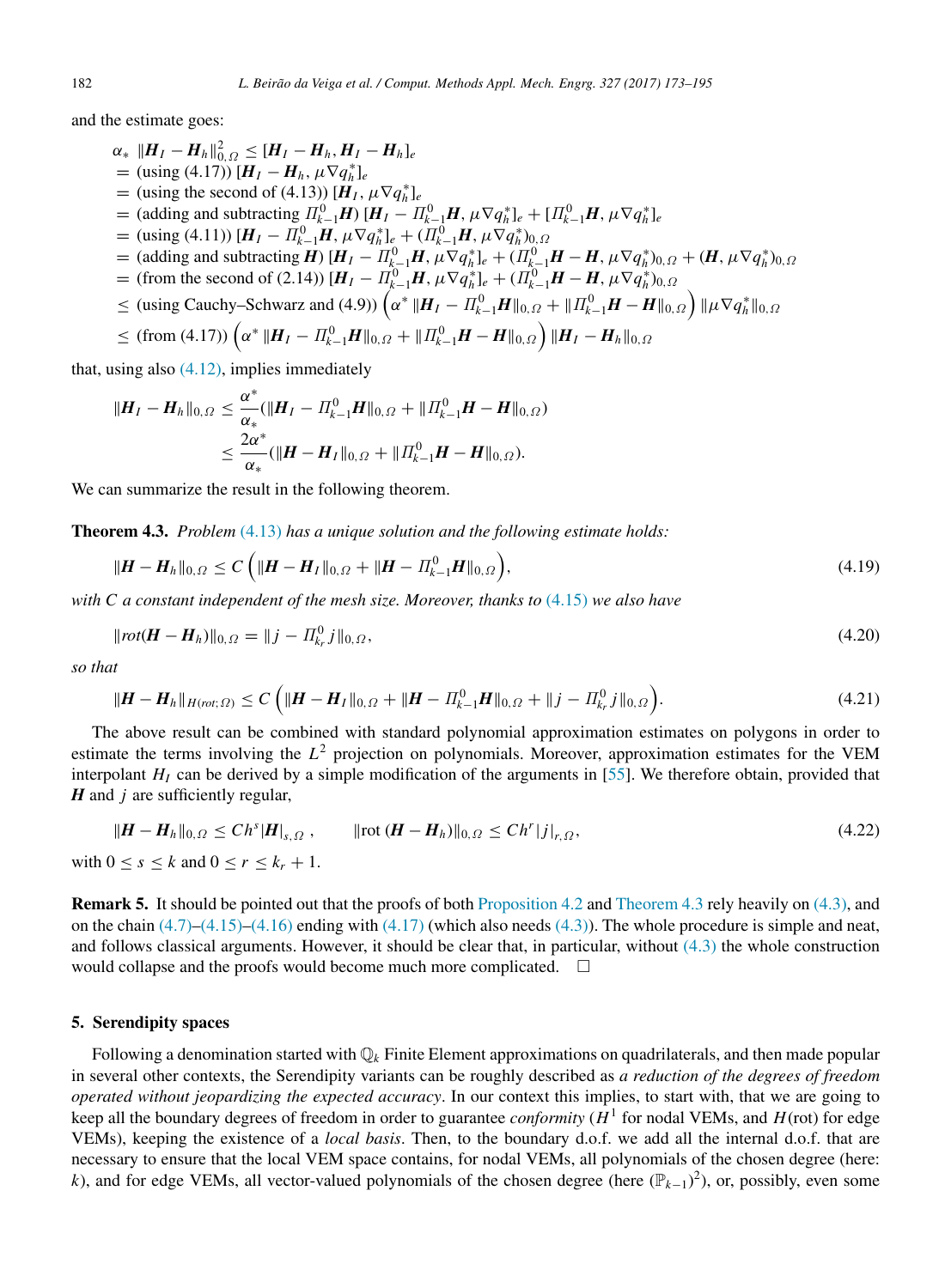and the estimate goes:

$$
\begin{aligned}
\alpha_* \ \|\boldsymbol{H}_I - \boldsymbol{H}_h\|_{0,\Omega}^2 &\leq [\boldsymbol{H}_I - \boldsymbol{H}_h, \boldsymbol{H}_I - \boldsymbol{H}_h]_e \\
&= \text{(using (4.17))}\ [\boldsymbol{H}_I - \boldsymbol{H}_h, \mu\nabla q_h^*]_e \\
&= \text{(using the second of (4.13))}\ [\boldsymbol{H}_I, \mu\nabla q_h^*]_e \\
&= \text{(adding and subtracting } \Pi_{k-1}^0\boldsymbol{H})\ [\boldsymbol{H}_I - \Pi_{k-1}^0\boldsymbol{H}, \mu\nabla q_h^*]_e + [\Pi_{k-1}^0\boldsymbol{H}, \mu\nabla q_h^*]_e \\
&= \text{(using (4.11))}\ [\boldsymbol{H}_I - \Pi_{k-1}^0\boldsymbol{H}, \mu\nabla q_h^*]_e + (\Pi_{k-1}^0\boldsymbol{H}, \mu\nabla q_h^*)_{0,\Omega} \\
&= \text{(adding and subtracting } \boldsymbol{H})\ [\boldsymbol{H}_I - \Pi_{k-1}^0\boldsymbol{H}, \mu\nabla q_h^*]_e + (\Pi_{k-1}^0\boldsymbol{H} - \boldsymbol{H}, \mu\nabla q_h^*)_{0,\Omega} + (\boldsymbol{H}, \mu\nabla q_h^*)_{0,\Omega} \\
&= \text{(from the second of (2.14))}\ [\boldsymbol{H}_I - \Pi_{k-1}^0\boldsymbol{H}, \mu\nabla q_h^*]_e + (\Pi_{k-1}^0\boldsymbol{H} - \boldsymbol{H}, \mu\nabla q_h^*)_{0,\Omega} \\
&\leq \text{(using Cauchy–Schwarz and (4.9))}\ \Big(\alpha^* \|\boldsymbol{H}_I - \Pi_{k-1}^0\boldsymbol{H}\|_{0,\Omega} + \|\Pi_{k-1}^0\boldsymbol{H} - \boldsymbol{H}\|_{0,\Omega}\Big)\ \|\mu\nabla q_h^*\|_{0,\Omega} \\
&\leq \text{(from (4.17))}\ \Big(\alpha^* \|\boldsymbol{H}_I - \Pi_{k-1}^0\boldsymbol{H}\|_{0,\Omega} + \|\Pi_{k-1}^0\boldsymbol{H} - \boldsymbol{H}\|_{0,\Omega}\Big)\ \|\boldsymbol{H}_I - \boldsymbol{H}_h\|_{0,\Omega}
\end{aligned}
$$

that, using also (4.12), implies immediately

$$
\begin{aligned}
\|\boldsymbol{H}_I - \boldsymbol{H}_h\|_{0,\Omega} &\leq \frac{\alpha^*}{\alpha_*}(\|\boldsymbol{H}_I - \Pi_{k-1}^0\boldsymbol{H}\|_{0,\Omega} + \|\Pi_{k-1}^0\boldsymbol{H} - \boldsymbol{H}\|_{0,\Omega}) \\
&\leq \frac{2\alpha^*}{\alpha_*}(\|\boldsymbol{H} - \boldsymbol{H}_I\|_{0,\Omega} + \|\Pi_{k-1}^0\boldsymbol{H} - \boldsymbol{H}\|_{0,\Omega}).
\end{aligned}
$$

We can summarize the result in the following theorem.

**Theorem 4.3.** *Problem (4.13) has a unique solution and the following estimate holds:*

$$
\|\boldsymbol{H} - \boldsymbol{H}_h\|_{0,\Omega} \leq C\Big(\|\boldsymbol{H} - \boldsymbol{H}_I\|_{0,\Omega} + \|\boldsymbol{H} - \Pi_{k-1}^0\boldsymbol{H}\|_{0,\Omega}\Big), \tag{4.19}
$$

*with C a constant independent of the mesh size. Moreover, thanks to (4.15) we also have*

$$
\|rot(\boldsymbol{H} - \boldsymbol{H}_h)\|_{0,\Omega} = \|j - \Pi_{k_r}^0 j\|_{0,\Omega}, \tag{4.20}
$$

*so that*

$$
\|\boldsymbol{H} - \boldsymbol{H}_h\|_{H(rot;\Omega)} \leq C\Big(\|\boldsymbol{H} - \boldsymbol{H}_I\|_{0,\Omega} + \|\boldsymbol{H} - \Pi_{k-1}^0\boldsymbol{H}\|_{0,\Omega} + \|j - \Pi_{k_r}^0 j\|_{0,\Omega}\Big). \tag{4.21}
$$

The above result can be combined with standard polynomial approximation estimates on polygons in order to estimate the terms involving the $L^2$ projection on polynomials. Moreover, approximation estimates for the VEM interpolant $H_I$ can be derived by a simple modification of the arguments in [55]. We therefore obtain, provided that $\boldsymbol{H}$ and $j$ are sufficiently regular,

$$
\|\boldsymbol{H} - \boldsymbol{H}_h\|_{0,\Omega} \leq Ch^s|\boldsymbol{H}|_{s,\Omega}\ , \qquad \|\mathrm{rot}\,(\boldsymbol{H} - \boldsymbol{H}_h)\|_{0,\Omega} \leq Ch^r|j|_{r,\Omega}, \tag{4.22}
$$

with $0 \leq s \leq k$ and $0 \leq r \leq k_r + 1$.

**Remark 5.** It should be pointed out that the proofs of both Proposition 4.2 and Theorem 4.3 rely heavily on (4.3), and on the chain (4.7)–(4.15)–(4.16) ending with (4.17) (which also needs (4.3)). The whole procedure is simple and neat, and follows classical arguments. However, it should be clear that, in particular, without (4.3) the whole construction would collapse and the proofs would become much more complicated. □

## 5. Serendipity spaces

Following a denomination started with $\mathbb{Q}_k$ Finite Element approximations on quadrilaterals, and then made popular in several other contexts, the Serendipity variants can be roughly described as *a reduction of the degrees of freedom operated without jeopardizing the expected accuracy*. In our context this implies, to start with, that we are going to keep all the boundary degrees of freedom in order to guarantee *conformity* ($H^1$ for nodal VEMs, and $H$(rot) for edge VEMs), keeping the existence of a *local basis*. Then, to the boundary d.o.f. we add all the internal d.o.f. that are necessary to ensure that the local VEM space contains, for nodal VEMs, all polynomials of the chosen degree (here: $k$), and for edge VEMs, all vector-valued polynomials of the chosen degree (here $(\mathbb{P}_{k-1})^2$), or, possibly, even some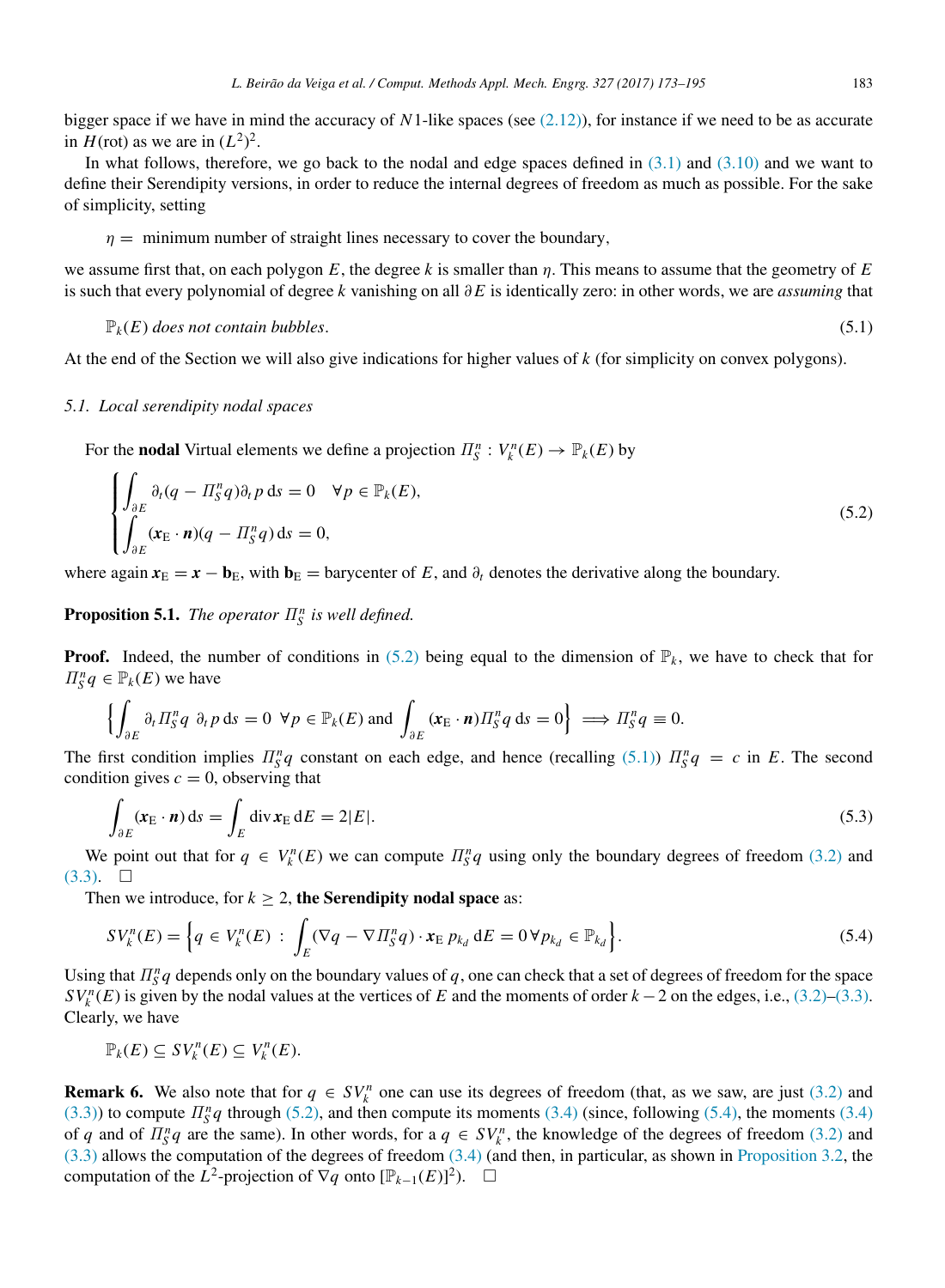bigger space if we have in mind the accuracy of $N1$-like spaces (see (2.12)), for instance if we need to be as accurate in $H(\text{rot})$ as we are in $(L^2)^2$.

In what follows, therefore, we go back to the nodal and edge spaces defined in (3.1) and (3.10) and we want to define their Serendipity versions, in order to reduce the internal degrees of freedom as much as possible. For the sake of simplicity, setting

$$\eta = \text{ minimum number of straight lines necessary to cover the boundary,}$$

we assume first that, on each polygon $E$, the degree $k$ is smaller than $\eta$. This means to assume that the geometry of $E$ is such that every polynomial of degree $k$ vanishing on all $\partial E$ is identically zero: in other words, we are *assuming* that

$$\mathbb{P}_k(E) \textit{ does not contain bubbles.} \tag{5.1}$$

At the end of the Section we will also give indications for higher values of $k$ (for simplicity on convex polygons).

### 5.1. Local serendipity nodal spaces

For the **nodal** Virtual elements we define a projection $\Pi^n_S : V^n_k(E) \to \mathbb{P}_k(E)$ by

$$\begin{cases} \displaystyle\int_{\partial E} \partial_t (q - \Pi^n_S q) \partial_t p \,\mathrm{d}s = 0 \quad \forall p \in \mathbb{P}_k(E), \\ \displaystyle\int_{\partial E} (\boldsymbol{x}_{\mathrm{E}} \cdot \boldsymbol{n})(q - \Pi^n_S q) \,\mathrm{d}s = 0, \end{cases} \tag{5.2}$$

where again $\boldsymbol{x}_{\mathrm{E}} = \boldsymbol{x} - \mathbf{b}_{\mathrm{E}}$, with $\mathbf{b}_{\mathrm{E}} =$ barycenter of $E$, and $\partial_t$ denotes the derivative along the boundary.

**Proposition 5.1.** *The operator $\Pi^n_S$ is well defined.*

**Proof.** Indeed, the number of conditions in (5.2) being equal to the dimension of $\mathbb{P}_k$, we have to check that for $\Pi^n_S q \in \mathbb{P}_k(E)$ we have

$$\left\{ \int_{\partial E} \partial_t \Pi^n_S q \ \partial_t p \,\mathrm{d}s = 0 \ \forall p \in \mathbb{P}_k(E) \text{ and } \int_{\partial E} (\boldsymbol{x}_{\mathrm{E}} \cdot \boldsymbol{n}) \Pi^n_S q \,\mathrm{d}s = 0 \right\} \implies \Pi^n_S q \equiv 0.$$

The first condition implies $\Pi^n_S q$ constant on each edge, and hence (recalling (5.1)) $\Pi^n_S q = c$ in $E$. The second condition gives $c = 0$, observing that

$$\int_{\partial E} (\boldsymbol{x}_{\mathrm{E}} \cdot \boldsymbol{n}) \,\mathrm{d}s = \int_E \operatorname{div} \boldsymbol{x}_{\mathrm{E}} \,\mathrm{d}E = 2|E|. \tag{5.3}$$

We point out that for $q \in V^n_k(E)$ we can compute $\Pi^n_S q$ using only the boundary degrees of freedom (3.2) and (3.3). $\square$

Then we introduce, for $k \geq 2$, **the Serendipity nodal space** as:

$$SV^n_k(E) = \left\{ q \in V^n_k(E) \ : \ \int_E (\nabla q - \nabla \Pi^n_S q) \cdot \boldsymbol{x}_{\mathrm{E}} \, p_{k_d} \,\mathrm{d}E = 0 \,\forall p_{k_d} \in \mathbb{P}_{k_d} \right\}. \tag{5.4}$$

Using that $\Pi^n_S q$ depends only on the boundary values of $q$, one can check that a set of degrees of freedom for the space $SV^n_k(E)$ is given by the nodal values at the vertices of $E$ and the moments of order $k-2$ on the edges, i.e., (3.2)–(3.3). Clearly, we have

$$\mathbb{P}_k(E) \subseteq SV^n_k(E) \subseteq V^n_k(E).$$

**Remark 6.** We also note that for $q \in SV^n_k$ one can use its degrees of freedom (that, as we saw, are just (3.2) and (3.3)) to compute $\Pi^n_S q$ through (5.2), and then compute its moments (3.4) (since, following (5.4), the moments (3.4) of $q$ and of $\Pi^n_S q$ are the same). In other words, for a $q \in SV^n_k$, the knowledge of the degrees of freedom (3.2) and (3.3) allows the computation of the degrees of freedom (3.4) (and then, in particular, as shown in Proposition 3.2, the computation of the $L^2$-projection of $\nabla q$ onto $[\mathbb{P}_{k-1}(E)]^2$). $\square$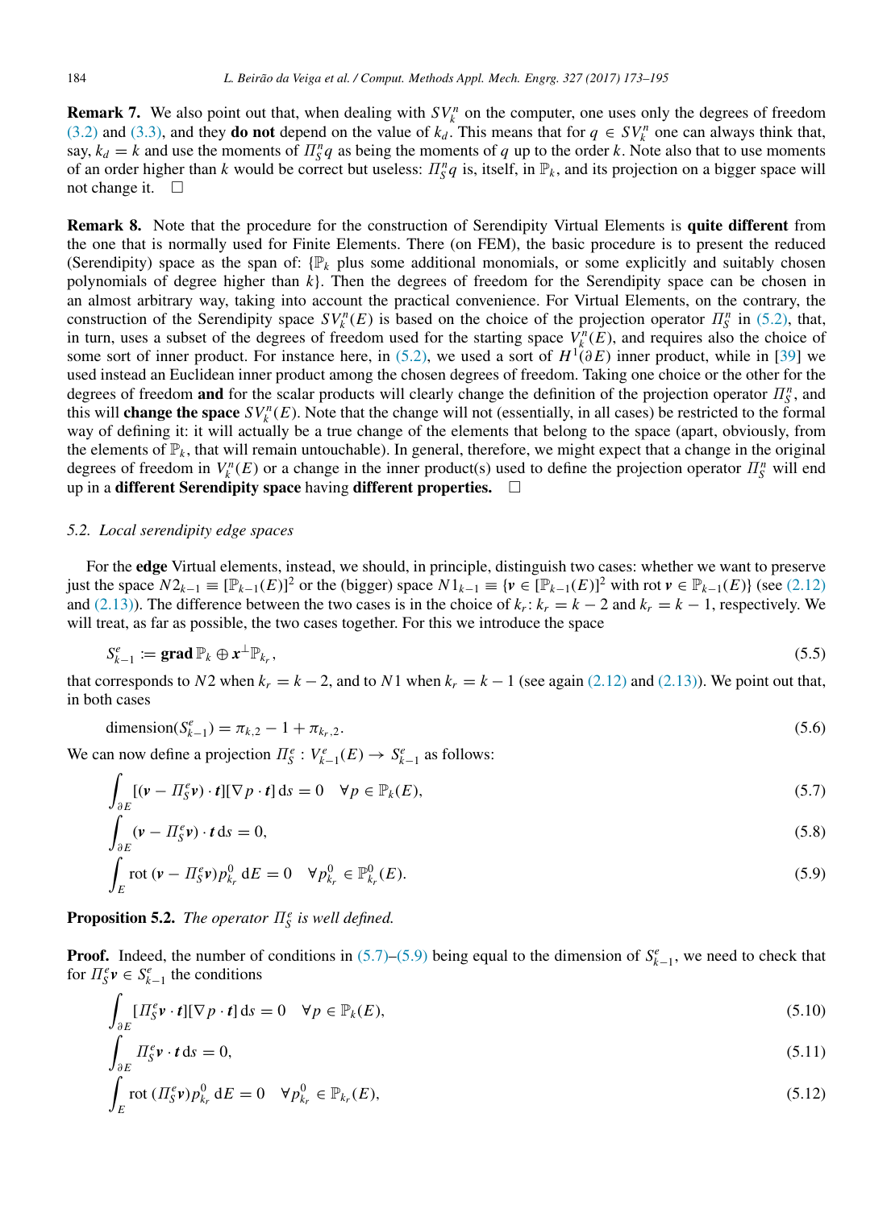**Remark 7.** We also point out that, when dealing with $SV_k^n$ on the computer, one uses only the degrees of freedom (3.2) and (3.3), and they **do not** depend on the value of $k_d$. This means that for $q \in SV_k^n$ one can always think that, say, $k_d = k$ and use the moments of $\Pi_S^n q$ as being the moments of $q$ up to the order $k$. Note also that to use moments of an order higher than $k$ would be correct but useless: $\Pi_S^n q$ is, itself, in $\mathbb{P}_k$, and its projection on a bigger space will not change it. □

**Remark 8.** Note that the procedure for the construction of Serendipity Virtual Elements is **quite different** from the one that is normally used for Finite Elements. There (on FEM), the basic procedure is to present the reduced (Serendipity) space as the span of: $\{\mathbb{P}_k$ plus some additional monomials, or some explicitly and suitably chosen polynomials of degree higher than $k\}$. Then the degrees of freedom for the Serendipity space can be chosen in an almost arbitrary way, taking into account the practical convenience. For Virtual Elements, on the contrary, the construction of the Serendipity space $SV_k^n(E)$ is based on the choice of the projection operator $\Pi_S^n$ in (5.2), that, in turn, uses a subset of the degrees of freedom used for the starting space $V_k^n(E)$, and requires also the choice of some sort of inner product. For instance here, in (5.2), we used a sort of $H^1(\partial E)$ inner product, while in [39] we used instead an Euclidean inner product among the chosen degrees of freedom. Taking one choice or the other for the degrees of freedom **and** for the scalar products will clearly change the definition of the projection operator $\Pi_S^n$, and this will **change the space** $SV_k^n(E)$. Note that the change will not (essentially, in all cases) be restricted to the formal way of defining it: it will actually be a true change of the elements that belong to the space (apart, obviously, from the elements of $\mathbb{P}_k$, that will remain untouchable). In general, therefore, we might expect that a change in the original degrees of freedom in $V_k^n(E)$ or a change in the inner product(s) used to define the projection operator $\Pi_S^n$ will end up in a **different Serendipity space** having **different properties.** □

### 5.2. Local serendipity edge spaces

For the **edge** Virtual elements, instead, we should, in principle, distinguish two cases: whether we want to preserve just the space $N2_{k-1} \equiv [\mathbb{P}_{k-1}(E)]^2$ or the (bigger) space $N1_{k-1} \equiv \{\boldsymbol{v} \in [\mathbb{P}_{k-1}(E)]^2$ with $\mathrm{rot}\,\boldsymbol{v} \in \mathbb{P}_{k-1}(E)\}$ (see (2.12) and (2.13)). The difference between the two cases is in the choice of $k_r$: $k_r = k-2$ and $k_r = k-1$, respectively. We will treat, as far as possible, the two cases together. For this we introduce the space

$$S_{k-1}^e := \mathbf{grad}\,\mathbb{P}_k \oplus \boldsymbol{x}^\perp \mathbb{P}_{k_r}, \tag{5.5}$$

that corresponds to $N2$ when $k_r = k-2$, and to $N1$ when $k_r = k-1$ (see again (2.12) and (2.13)). We point out that, in both cases

$$\mathrm{dimension}(S_{k-1}^e) = \pi_{k,2} - 1 + \pi_{k_r,2}. \tag{5.6}$$

We can now define a projection $\Pi_S^e : V_{k-1}^e(E) \to S_{k-1}^e$ as follows:

$$\int_{\partial E} [(\boldsymbol{v} - \Pi_S^e \boldsymbol{v}) \cdot \boldsymbol{t}][\nabla p \cdot \boldsymbol{t}]\,\mathrm{d}s = 0 \quad \forall p \in \mathbb{P}_k(E), \tag{5.7}$$

$$\int_{\partial E} (\boldsymbol{v} - \Pi_S^e \boldsymbol{v}) \cdot \boldsymbol{t}\,\mathrm{d}s = 0, \tag{5.8}$$

$$\int_E \mathrm{rot}\,(\boldsymbol{v} - \Pi_S^e \boldsymbol{v}) p_{k_r}^0\,\mathrm{d}E = 0 \quad \forall p_{k_r}^0 \in \mathbb{P}_{k_r}^0(E). \tag{5.9}$$

**Proposition 5.2.** *The operator $\Pi_S^e$ is well defined.*

**Proof.** Indeed, the number of conditions in (5.7)–(5.9) being equal to the dimension of $S_{k-1}^e$, we need to check that for $\Pi_S^e \boldsymbol{v} \in S_{k-1}^e$ the conditions

$$\int_{\partial E} [\Pi_S^e \boldsymbol{v} \cdot \boldsymbol{t}][\nabla p \cdot \boldsymbol{t}]\,\mathrm{d}s = 0 \quad \forall p \in \mathbb{P}_k(E), \tag{5.10}$$

$$\int_{\partial E} \Pi_S^e \boldsymbol{v} \cdot \boldsymbol{t}\,\mathrm{d}s = 0, \tag{5.11}$$

$$\int_E \mathrm{rot}\,(\Pi_S^e \boldsymbol{v}) p_{k_r}^0\,\mathrm{d}E = 0 \quad \forall p_{k_r}^0 \in \mathbb{P}_{k_r}(E), \tag{5.12}$$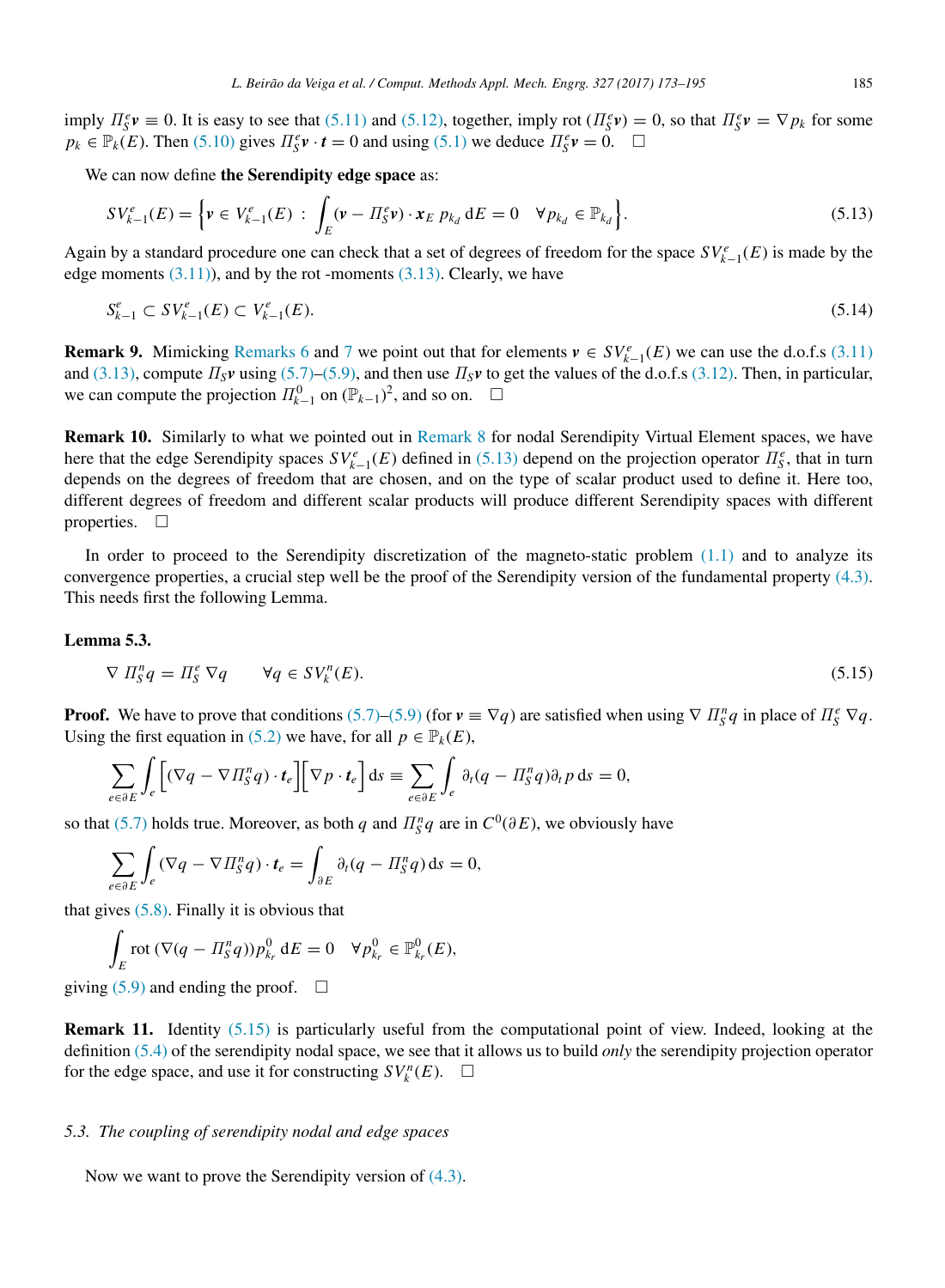imply $\Pi_S^e \boldsymbol{v} \equiv 0$. It is easy to see that (5.11) and (5.12), together, imply $\mathrm{rot}\,(\Pi_S^e \boldsymbol{v}) = 0$, so that $\Pi_S^e \boldsymbol{v} = \nabla p_k$ for some $p_k \in \mathbb{P}_k(E)$. Then (5.10) gives $\Pi_S^e \boldsymbol{v} \cdot \boldsymbol{t} = 0$ and using (5.1) we deduce $\Pi_S^e \boldsymbol{v} = 0$. $\square$

We can now define **the Serendipity edge space** as:

$$SV_{k-1}^e(E) = \left\{ \boldsymbol{v} \in V_{k-1}^e(E) \; : \; \int_E (\boldsymbol{v} - \Pi_S^e \boldsymbol{v}) \cdot \boldsymbol{x}_E \, p_{k_d} \, \mathrm{d}E = 0 \quad \forall p_{k_d} \in \mathbb{P}_{k_d} \right\}. \tag{5.13}$$

Again by a standard procedure one can check that a set of degrees of freedom for the space $SV_{k-1}^e(E)$ is made by the edge moments (3.11)), and by the rot -moments (3.13). Clearly, we have

$$S_{k-1}^e \subset SV_{k-1}^e(E) \subset V_{k-1}^e(E). \tag{5.14}$$

**Remark 9.** Mimicking Remarks 6 and 7 we point out that for elements $\boldsymbol{v} \in SV_{k-1}^e(E)$ we can use the d.o.f.s (3.11) and (3.13), compute $\Pi_S \boldsymbol{v}$ using (5.7)–(5.9), and then use $\Pi_S \boldsymbol{v}$ to get the values of the d.o.f.s (3.12). Then, in particular, we can compute the projection $\Pi_{k-1}^0$ on $(\mathbb{P}_{k-1})^2$, and so on. $\square$

**Remark 10.** Similarly to what we pointed out in Remark 8 for nodal Serendipity Virtual Element spaces, we have here that the edge Serendipity spaces $SV_{k-1}^e(E)$ defined in (5.13) depend on the projection operator $\Pi_S^e$, that in turn depends on the degrees of freedom that are chosen, and on the type of scalar product used to define it. Here too, different degrees of freedom and different scalar products will produce different Serendipity spaces with different properties. $\square$

In order to proceed to the Serendipity discretization of the magneto-static problem (1.1) and to analyze its convergence properties, a crucial step well be the proof of the Serendipity version of the fundamental property (4.3). This needs first the following Lemma.

**Lemma 5.3.**

$$\nabla\, \Pi_S^n q = \Pi_S^e \, \nabla q \qquad \forall q \in SV_k^n(E). \tag{5.15}$$

**Proof.** We have to prove that conditions (5.7)–(5.9) (for $\boldsymbol{v} \equiv \nabla q$) are satisfied when using $\nabla\, \Pi_S^n q$ in place of $\Pi_S^e \, \nabla q$. Using the first equation in (5.2) we have, for all $p \in \mathbb{P}_k(E)$,

$$\sum_{e \in \partial E} \int_e \Big[ (\nabla q - \nabla \Pi_S^n q) \cdot \boldsymbol{t}_e \Big] \Big[ \nabla p \cdot \boldsymbol{t}_e \Big] \, \mathrm{d}s \equiv \sum_{e \in \partial E} \int_e \partial_t (q - \Pi_S^n q) \partial_t p \, \mathrm{d}s = 0,$$

so that (5.7) holds true. Moreover, as both $q$ and $\Pi_S^n q$ are in $C^0(\partial E)$, we obviously have

$$\sum_{e \in \partial E} \int_e (\nabla q - \nabla \Pi_S^n q) \cdot \boldsymbol{t}_e = \int_{\partial E} \partial_t (q - \Pi_S^n q) \, \mathrm{d}s = 0,$$

that gives (5.8). Finally it is obvious that

$$\int_E \mathrm{rot}\,(\nabla (q - \Pi_S^n q)) p_{k_r}^0 \, \mathrm{d}E = 0 \quad \forall p_{k_r}^0 \in \mathbb{P}_{k_r}^0(E),$$

giving (5.9) and ending the proof. $\square$

**Remark 11.** Identity (5.15) is particularly useful from the computational point of view. Indeed, looking at the definition (5.4) of the serendipity nodal space, we see that it allows us to build *only* the serendipity projection operator for the edge space, and use it for constructing $SV_k^n(E)$. $\square$

### *5.3. The coupling of serendipity nodal and edge spaces*

Now we want to prove the Serendipity version of (4.3).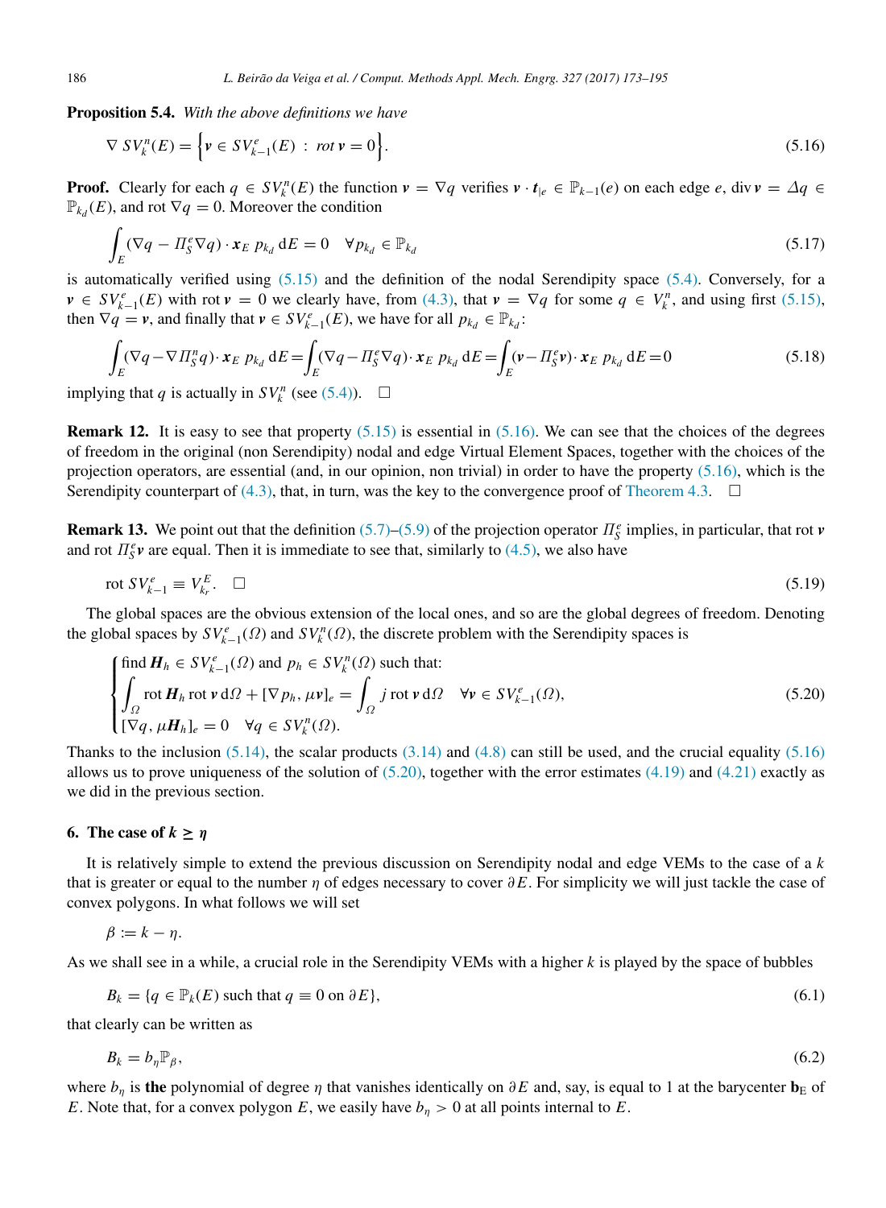**Proposition 5.4.** *With the above definitions we have*

$$\nabla\, SV_k^n(E) = \Big\{ \boldsymbol{v} \in SV_{k-1}^e(E) \;:\; rot\, \boldsymbol{v} = 0 \Big\}. \tag{5.16}$$

**Proof.** Clearly for each $q \in SV_k^n(E)$ the function $\boldsymbol{v} = \nabla q$ verifies $\boldsymbol{v} \cdot \boldsymbol{t}_{|e} \in \mathbb{P}_{k-1}(e)$ on each edge $e$, $\operatorname{div} \boldsymbol{v} = \Delta q \in \mathbb{P}_{k_d}(E)$, and $\operatorname{rot} \nabla q = 0$. Moreover the condition

$$\int_E (\nabla q - \Pi_S^e \nabla q) \cdot \boldsymbol{x}_E \; p_{k_d} \, \mathrm{d}E = 0 \quad \forall p_{k_d} \in \mathbb{P}_{k_d} \tag{5.17}$$

is automatically verified using (5.15) and the definition of the nodal Serendipity space (5.4). Conversely, for a $\boldsymbol{v} \in SV_{k-1}^e(E)$ with $\operatorname{rot} \boldsymbol{v} = 0$ we clearly have, from (4.3), that $\boldsymbol{v} = \nabla q$ for some $q \in V_k^n$, and using first (5.15), then $\nabla q = \boldsymbol{v}$, and finally that $\boldsymbol{v} \in SV_{k-1}^e(E)$, we have for all $p_{k_d} \in \mathbb{P}_{k_d}$:

$$\int_E (\nabla q - \nabla \Pi_S^n q) \cdot \boldsymbol{x}_E \; p_{k_d} \, \mathrm{d}E = \int_E (\nabla q - \Pi_S^e \nabla q) \cdot \boldsymbol{x}_E \; p_{k_d} \, \mathrm{d}E = \int_E (\boldsymbol{v} - \Pi_S^e \boldsymbol{v}) \cdot \boldsymbol{x}_E \; p_{k_d} \, \mathrm{d}E = 0 \tag{5.18}$$

implying that $q$ is actually in $SV_k^n$ (see (5.4)). $\square$

**Remark 12.** It is easy to see that property (5.15) is essential in (5.16). We can see that the choices of the degrees of freedom in the original (non Serendipity) nodal and edge Virtual Element Spaces, together with the choices of the projection operators, are essential (and, in our opinion, non trivial) in order to have the property (5.16), which is the Serendipity counterpart of (4.3), that, in turn, was the key to the convergence proof of Theorem 4.3. $\square$

**Remark 13.** We point out that the definition (5.7)–(5.9) of the projection operator $\Pi_S^e$ implies, in particular, that $\operatorname{rot} \boldsymbol{v}$ and $\operatorname{rot} \Pi_S^e \boldsymbol{v}$ are equal. Then it is immediate to see that, similarly to (4.5), we also have

$$\operatorname{rot}\, SV_{k-1}^e \equiv V_{k_r}^E. \quad \square \tag{5.19}$$

The global spaces are the obvious extension of the local ones, and so are the global degrees of freedom. Denoting the global spaces by $SV_{k-1}^e(\Omega)$ and $SV_k^n(\Omega)$, the discrete problem with the Serendipity spaces is

$$\begin{cases} \text{find } \boldsymbol{H}_h \in SV_{k-1}^e(\Omega) \text{ and } p_h \in SV_k^n(\Omega) \text{ such that:} \\ \displaystyle\int_\Omega \operatorname{rot} \boldsymbol{H}_h \operatorname{rot} \boldsymbol{v} \, \mathrm{d}\Omega + [\nabla p_h, \mu \boldsymbol{v}]_e = \int_\Omega j \operatorname{rot} \boldsymbol{v} \, \mathrm{d}\Omega \quad \forall \boldsymbol{v} \in SV_{k-1}^e(\Omega), \\ [\nabla q, \mu \boldsymbol{H}_h]_e = 0 \quad \forall q \in SV_k^n(\Omega). \end{cases} \tag{5.20}$$

Thanks to the inclusion (5.14), the scalar products (3.14) and (4.8) can still be used, and the crucial equality (5.16) allows us to prove uniqueness of the solution of (5.20), together with the error estimates (4.19) and (4.21) exactly as we did in the previous section.

## 6. The case of $k \geq \eta$

It is relatively simple to extend the previous discussion on Serendipity nodal and edge VEMs to the case of a $k$ that is greater or equal to the number $\eta$ of edges necessary to cover $\partial E$. For simplicity we will just tackle the case of convex polygons. In what follows we will set

$$\beta := k - \eta.$$

As we shall see in a while, a crucial role in the Serendipity VEMs with a higher $k$ is played by the space of bubbles

$$B_k = \{ q \in \mathbb{P}_k(E) \text{ such that } q \equiv 0 \text{ on } \partial E \}, \tag{6.1}$$

that clearly can be written as

$$B_k = b_\eta \mathbb{P}_\beta, \tag{6.2}$$

where $b_\eta$ is **the** polynomial of degree $\eta$ that vanishes identically on $\partial E$ and, say, is equal to 1 at the barycenter $\mathbf{b}_E$ of $E$. Note that, for a convex polygon $E$, we easily have $b_\eta > 0$ at all points internal to $E$.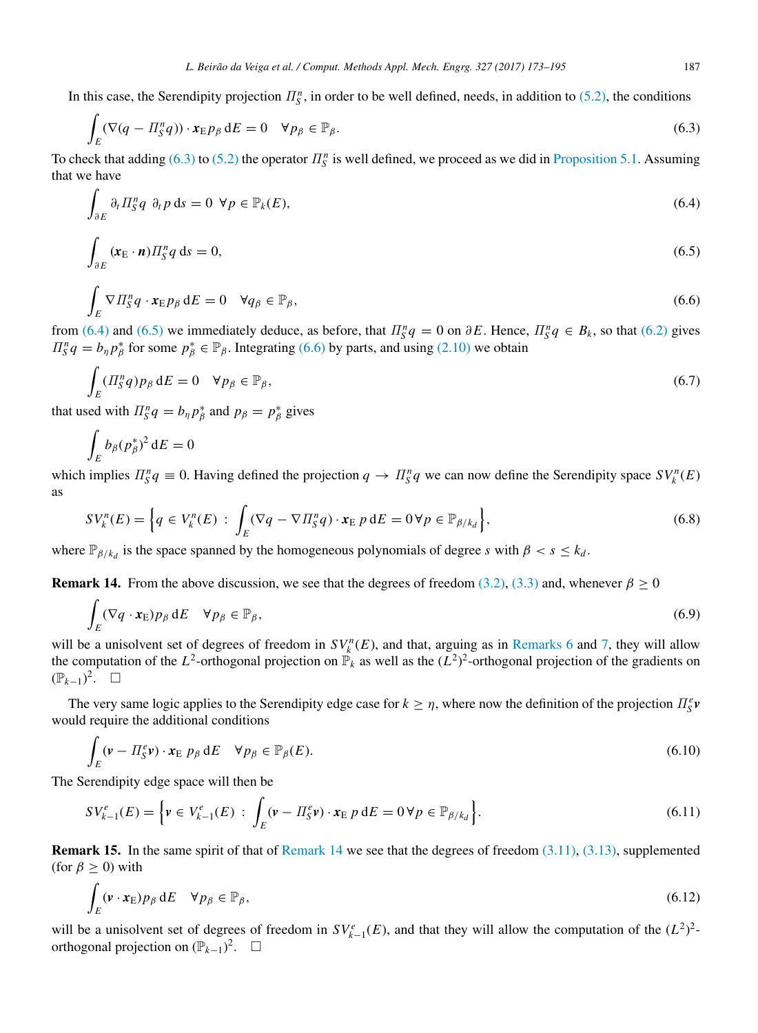In this case, the Serendipity projection $\Pi_S^n$, in order to be well defined, needs, in addition to (5.2), the conditions

$$\int_E (\nabla(q - \Pi_S^n q)) \cdot \boldsymbol{x}_{\rm E} p_\beta \,{\rm d}E = 0 \quad \forall p_\beta \in \mathbb{P}_\beta. \tag{6.3}$$

To check that adding (6.3) to (5.2) the operator $\Pi_S^n$ is well defined, we proceed as we did in Proposition 5.1. Assuming that we have

$$\int_{\partial E} \partial_t \Pi_S^n q \;\partial_t p \,{\rm d}s = 0 \;\; \forall p \in \mathbb{P}_k(E), \tag{6.4}$$

$$\int_{\partial E} (\boldsymbol{x}_{\rm E} \cdot \boldsymbol{n}) \Pi_S^n q \,{\rm d}s = 0, \tag{6.5}$$

$$\int_E \nabla \Pi_S^n q \cdot \boldsymbol{x}_{\rm E} p_\beta \,{\rm d}E = 0 \quad \forall q_\beta \in \mathbb{P}_\beta, \tag{6.6}$$

from (6.4) and (6.5) we immediately deduce, as before, that $\Pi_S^n q = 0$ on $\partial E$. Hence, $\Pi_S^n q \in B_k$, so that (6.2) gives $\Pi_S^n q = b_\eta p_\beta^*$ for some $p_\beta^* \in \mathbb{P}_\beta$. Integrating (6.6) by parts, and using (2.10) we obtain

$$\int_E (\Pi_S^n q) p_\beta \,{\rm d}E = 0 \quad \forall p_\beta \in \mathbb{P}_\beta, \tag{6.7}$$

that used with $\Pi_S^n q = b_\eta p_\beta^*$ and $p_\beta = p_\beta^*$ gives

$$\int_E b_\beta (p_\beta^*)^2 \,{\rm d}E = 0$$

which implies $\Pi_S^n q \equiv 0$. Having defined the projection $q \to \Pi_S^n q$ we can now define the Serendipity space $SV_k^n(E)$ as

$$SV_k^n(E) = \Big\{ q \in V_k^n(E) \;:\; \int_E (\nabla q - \nabla \Pi_S^n q) \cdot \boldsymbol{x}_{\rm E}\, p \,{\rm d}E = 0 \,\forall p \in \mathbb{P}_{\beta/k_d} \Big\}, \tag{6.8}$$

where $\mathbb{P}_{\beta/k_d}$ is the space spanned by the homogeneous polynomials of degree $s$ with $\beta < s \le k_d$.

**Remark 14.** From the above discussion, we see that the degrees of freedom (3.2), (3.3) and, whenever $\beta \ge 0$

$$\int_E (\nabla q \cdot \boldsymbol{x}_{\rm E}) p_\beta \,{\rm d}E \quad \forall p_\beta \in \mathbb{P}_\beta, \tag{6.9}$$

will be a unisolvent set of degrees of freedom in $SV_k^n(E)$, and that, arguing as in Remarks 6 and 7, they will allow the computation of the $L^2$-orthogonal projection on $\mathbb{P}_k$ as well as the $(L^2)^2$-orthogonal projection of the gradients on $(\mathbb{P}_{k-1})^2$. $\square$

The very same logic applies to the Serendipity edge case for $k \ge \eta$, where now the definition of the projection $\Pi_S^e \boldsymbol{v}$ would require the additional conditions

$$\int_E (\boldsymbol{v} - \Pi_S^e \boldsymbol{v}) \cdot \boldsymbol{x}_{\rm E}\; p_\beta \,{\rm d}E \quad \forall p_\beta \in \mathbb{P}_\beta(E). \tag{6.10}$$

The Serendipity edge space will then be

$$SV_{k-1}^e(E) = \Big\{ \boldsymbol{v} \in V_{k-1}^e(E) \;:\; \int_E (\boldsymbol{v} - \Pi_S^e \boldsymbol{v}) \cdot \boldsymbol{x}_{\rm E}\; p \,{\rm d}E = 0 \,\forall p \in \mathbb{P}_{\beta/k_d} \Big\}. \tag{6.11}$$

**Remark 15.** In the same spirit of that of Remark 14 we see that the degrees of freedom (3.11), (3.13), supplemented (for $\beta \ge 0$) with

$$\int_E (\boldsymbol{v} \cdot \boldsymbol{x}_{\rm E}) p_\beta \,{\rm d}E \quad \forall p_\beta \in \mathbb{P}_\beta, \tag{6.12}$$

will be a unisolvent set of degrees of freedom in $SV_{k-1}^e(E)$, and that they will allow the computation of the $(L^2)^2$-orthogonal projection on $(\mathbb{P}_{k-1})^2$. $\square$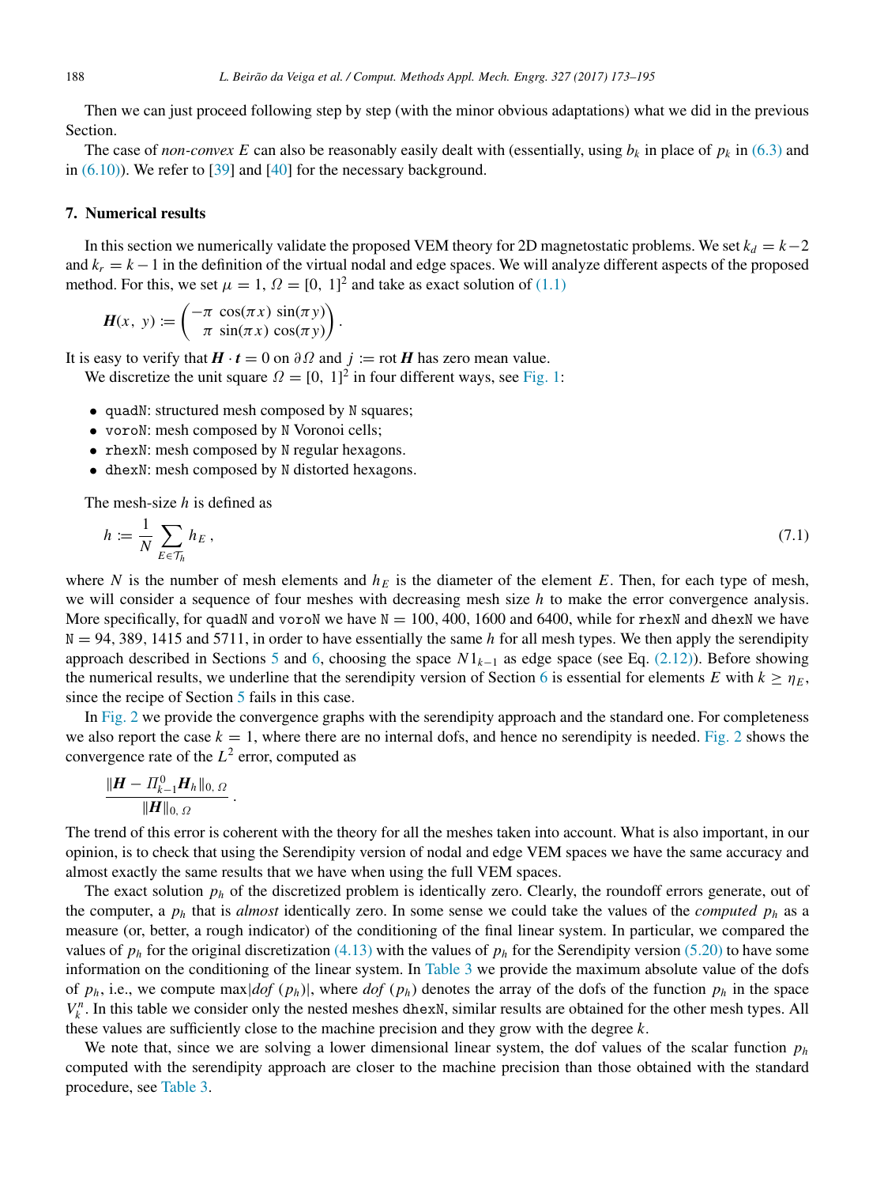Then we can just proceed following step by step (with the minor obvious adaptations) what we did in the previous Section.

The case of *non-convex* $E$ can also be reasonably easily dealt with (essentially, using $b_k$ in place of $p_k$ in (6.3) and in (6.10)). We refer to [39] and [40] for the necessary background.

## 7. Numerical results

In this section we numerically validate the proposed VEM theory for 2D magnetostatic problems. We set $k_d = k-2$ and $k_r = k-1$ in the definition of the virtual nodal and edge spaces. We will analyze different aspects of the proposed method. For this, we set $\mu = 1$, $\Omega = [0, 1]^2$ and take as exact solution of (1.1)

$$\boldsymbol{H}(x, y) := \begin{pmatrix} -\pi \cos(\pi x) \sin(\pi y) \\ \pi \sin(\pi x) \cos(\pi y) \end{pmatrix}.$$

It is easy to verify that $\boldsymbol{H} \cdot \boldsymbol{t} = 0$ on $\partial\Omega$ and $j := \mathbf{rot}\, \boldsymbol{H}$ has zero mean value.

We discretize the unit square $\Omega = [0, 1]^2$ in four different ways, see Fig. 1:

- `quadN`: structured mesh composed by `N` squares;
- `voroN`: mesh composed by `N` Voronoi cells;
- `rhexN`: mesh composed by `N` regular hexagons.
- `dhexN`: mesh composed by `N` distorted hexagons.

The mesh-size $h$ is defined as

$$h := \frac{1}{N} \sum_{E \in \mathcal{T}_h} h_E \,, \tag{7.1}$$

where $N$ is the number of mesh elements and $h_E$ is the diameter of the element $E$. Then, for each type of mesh, we will consider a sequence of four meshes with decreasing mesh size $h$ to make the error convergence analysis. More specifically, for `quadN` and `voroN` we have `N` $= 100$, $400$, $1600$ and $6400$, while for `rhexN` and `dhexN` we have `N` $= 94$, $389$, $1415$ and $5711$, in order to have essentially the same $h$ for all mesh types. We then apply the serendipity approach described in Sections 5 and 6, choosing the space $N1_{k-1}$ as edge space (see Eq. (2.12)). Before showing the numerical results, we underline that the serendipity version of Section 6 is essential for elements $E$ with $k \geq \eta_E$, since the recipe of Section 5 fails in this case.

In Fig. 2 we provide the convergence graphs with the serendipity approach and the standard one. For completeness we also report the case $k = 1$, where there are no internal dofs, and hence no serendipity is needed. Fig. 2 shows the convergence rate of the $L^2$ error, computed as

$$\frac{\|\boldsymbol{H} - \Pi^0_{k-1}\boldsymbol{H}_h\|_{0,\,\Omega}}{\|\boldsymbol{H}\|_{0,\,\Omega}}\,.$$

The trend of this error is coherent with the theory for all the meshes taken into account. What is also important, in our opinion, is to check that using the Serendipity version of nodal and edge VEM spaces we have the same accuracy and almost exactly the same results that we have when using the full VEM spaces.

The exact solution $p_h$ of the discretized problem is identically zero. Clearly, the roundoff errors generate, out of the computer, a $p_h$ that is *almost* identically zero. In some sense we could take the values of the *computed* $p_h$ as a measure (or, better, a rough indicator) of the conditioning of the final linear system. In particular, we compared the values of $p_h$ for the original discretization (4.13) with the values of $p_h$ for the Serendipity version (5.20) to have some information on the conditioning of the linear system. In Table 3 we provide the maximum absolute value of the dofs of $p_h$, i.e., we compute $\max|dof\,(p_h)|$, where $dof\,(p_h)$ denotes the array of the dofs of the function $p_h$ in the space $V^n_k$. In this table we consider only the nested meshes `dhexN`, similar results are obtained for the other mesh types. All these values are sufficiently close to the machine precision and they grow with the degree $k$.

We note that, since we are solving a lower dimensional linear system, the dof values of the scalar function $p_h$ computed with the serendipity approach are closer to the machine precision than those obtained with the standard procedure, see Table 3.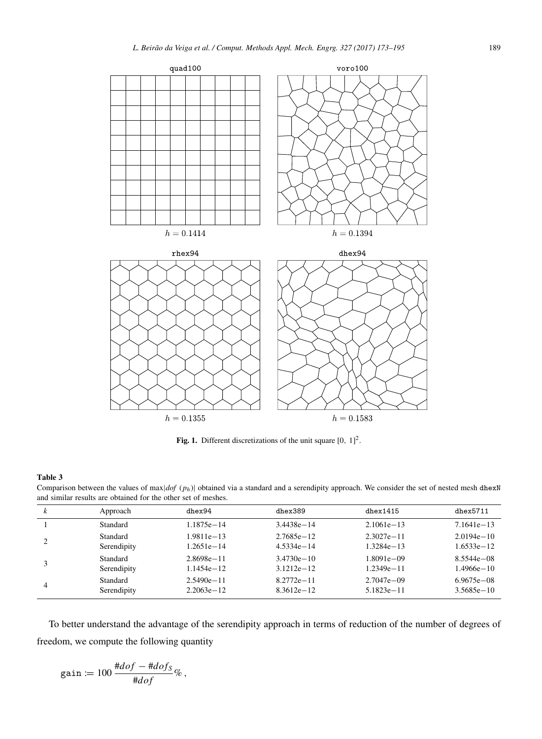quad100 $h = 0.1414$

voro100 $h = 0.1394$

rhex94 $h = 0.1355$

dhex94 $h = 0.1583$

**Fig. 1.** Different discretizations of the unit square $[0, 1]^2$.

**Table 3**

Comparison between the values of $\max|dof(p_h)|$ obtained via a standard and a serendipity approach. We consider the set of nested mesh `dhexN` and similar results are obtained for the other set of meshes.

| $k$ | Approach | `dhex94` | `dhex389` | `dhex1415` | `dhex5711` |
|---|---|---|---|---|---|
| 1 | Standard | 1.1875e−14 | 3.4438e−14 | 2.1061e−13 | 7.1641e−13 |
| 2 | Standard | 1.9811e−13 | 2.7685e−12 | 2.3027e−11 | 2.0194e−10 |
| | Serendipity | 1.2651e−14 | 4.5334e−14 | 1.3284e−13 | 1.6533e−12 |
| 3 | Standard | 2.8698e−11 | 3.4730e−10 | 1.8091e−09 | 8.5544e−08 |
| | Serendipity | 1.1454e−12 | 3.1212e−12 | 1.2349e−11 | 1.4966e−10 |
| 4 | Standard | 2.5490e−11 | 8.2772e−11 | 2.7047e−09 | 6.9675e−08 |
| | Serendipity | 2.2063e−12 | 8.3612e−12 | 5.1823e−11 | 3.5685e−10 |

To better understand the advantage of the serendipity approach in terms of reduction of the number of degrees of freedom, we compute the following quantity

$$\texttt{gain} := 100\,\frac{\#dof - \#dof_S}{\#dof}\,\%\,,$$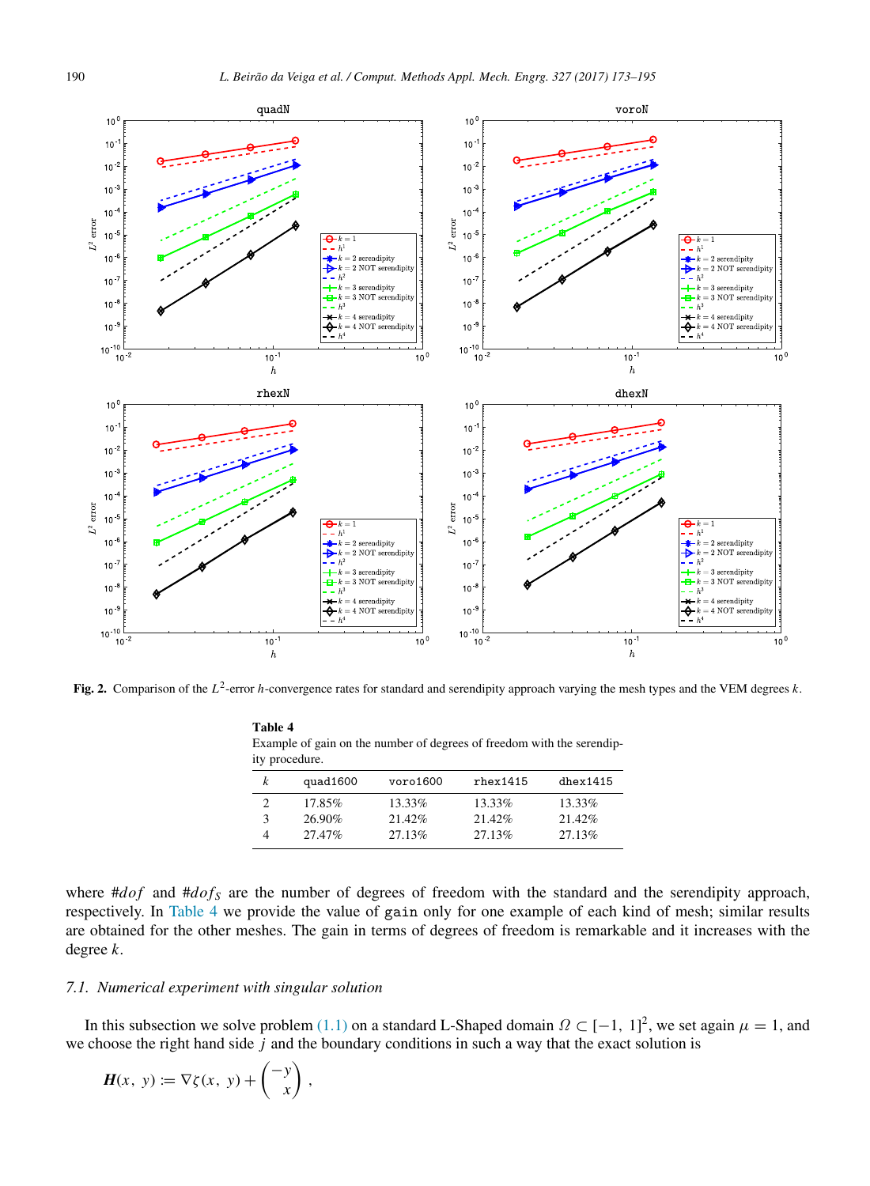**Fig. 2.** Comparison of the $L^2$-error $h$-convergence rates for standard and serendipity approach varying the mesh types and the VEM degrees $k$.

**Table 4**
Example of gain on the number of degrees of freedom with the serendipity procedure.

| $k$ | quad1600 | voro1600 | rhex1415 | dhex1415 |
|---|---|---|---|---|
| 2 | 17.85% | 13.33% | 13.33% | 13.33% |
| 3 | 26.90% | 21.42% | 21.42% | 21.42% |
| 4 | 27.47% | 27.13% | 27.13% | 27.13% |

where $\#dof$ and $\#dof_S$ are the number of degrees of freedom with the standard and the serendipity approach, respectively. In Table 4 we provide the value of gain only for one example of each kind of mesh; similar results are obtained for the other meshes. The gain in terms of degrees of freedom is remarkable and it increases with the degree $k$.

### 7.1. Numerical experiment with singular solution

In this subsection we solve problem (1.1) on a standard L-Shaped domain $\Omega \subset [-1, 1]^2$, we set again $\mu = 1$, and we choose the right hand side $j$ and the boundary conditions in such a way that the exact solution is

$$\boldsymbol{H}(x, y) := \nabla\zeta(x, y) + \begin{pmatrix} -y \\ x \end{pmatrix},$$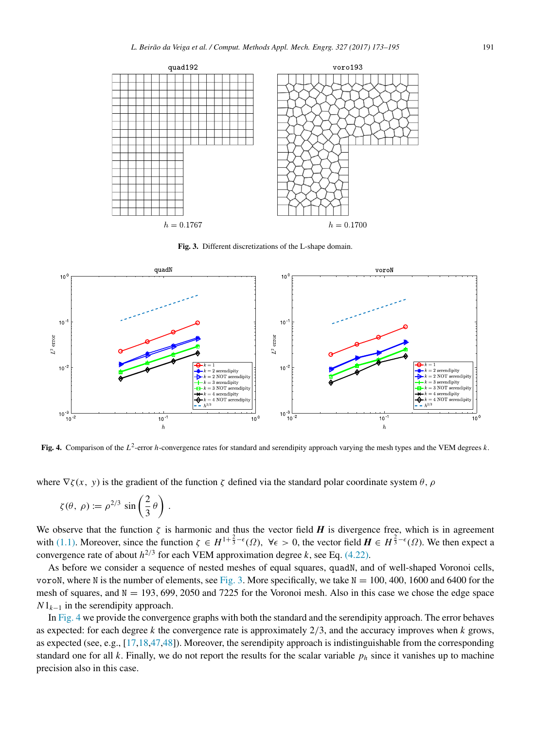Fig. 3. Different discretizations of the L-shape domain.

Fig. 4. Comparison of the $L^2$-error $h$-convergence rates for standard and serendipity approach varying the mesh types and the VEM degrees $k$.

where $\nabla\zeta(x, y)$ is the gradient of the function $\zeta$ defined via the standard polar coordinate system $\theta$, $\rho$

$$\zeta(\theta, \rho) := \rho^{2/3} \sin\left(\frac{2}{3}\theta\right) .$$

We observe that the function $\zeta$ is harmonic and thus the vector field $\boldsymbol{H}$ is divergence free, which is in agreement with (1.1). Moreover, since the function $\zeta \in H^{1+\frac{2}{3}-\epsilon}(\Omega)$, $\forall \epsilon > 0$, the vector field $\boldsymbol{H} \in H^{\frac{2}{3}-\epsilon}(\Omega)$. We then expect a convergence rate of about $h^{2/3}$ for each VEM approximation degree $k$, see Eq. (4.22).

As before we consider a sequence of nested meshes of equal squares, `quadN`, and of well-shaped Voronoi cells, `voroN`, where `N` is the number of elements, see Fig. 3. More specifically, we take `N` = 100, 400, 1600 and 6400 for the mesh of squares, and `N` = 193, 699, 2050 and 7225 for the Voronoi mesh. Also in this case we chose the edge space $N1_{k-1}$ in the serendipity approach.

In Fig. 4 we provide the convergence graphs with both the standard and the serendipity approach. The error behaves as expected: for each degree $k$ the convergence rate is approximately $2/3$, and the accuracy improves when $k$ grows, as expected (see, e.g., [17,18,47,48]). Moreover, the serendipity approach is indistinguishable from the corresponding standard one for all $k$. Finally, we do not report the results for the scalar variable $p_h$ since it vanishes up to machine precision also in this case.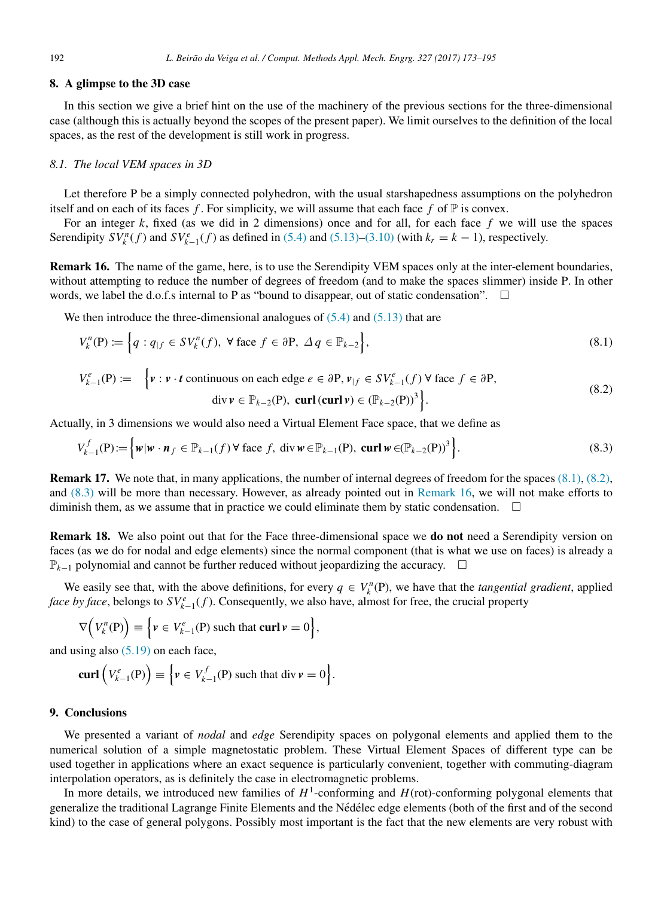## 8. A glimpse to the 3D case

In this section we give a brief hint on the use of the machinery of the previous sections for the three-dimensional case (although this is actually beyond the scopes of the present paper). We limit ourselves to the definition of the local spaces, as the rest of the development is still work in progress.

### 8.1. The local VEM spaces in 3D

Let therefore P be a simply connected polyhedron, with the usual starshapedness assumptions on the polyhedron itself and on each of its faces $f$. For simplicity, we will assume that each face $f$ of $\mathbb{P}$ is convex.

For an integer $k$, fixed (as we did in 2 dimensions) once and for all, for each face $f$ we will use the spaces Serendipity $SV_k^n(f)$ and $SV_{k-1}^e(f)$ as defined in (5.4) and (5.13)–(3.10) (with $k_r = k-1$), respectively.

**Remark 16.** The name of the game, here, is to use the Serendipity VEM spaces only at the inter-element boundaries, without attempting to reduce the number of degrees of freedom (and to make the spaces slimmer) inside P. In other words, we label the d.o.f.s internal to P as "bound to disappear, out of static condensation". □

We then introduce the three-dimensional analogues of (5.4) and (5.13) that are

$$V_k^n(\mathrm{P}) := \Big\{ q : q_{|f} \in SV_k^n(f),\ \forall \text{ face } f \in \partial\mathrm{P},\ \Delta q \in \mathbb{P}_{k-2} \Big\}, \tag{8.1}$$

$$V_{k-1}^e(\mathrm{P}) := \Big\{ \boldsymbol{v} : \boldsymbol{v}\cdot\boldsymbol{t} \text{ continuous on each edge } e \in \partial\mathrm{P},\ \boldsymbol{v}_{|f} \in SV_{k-1}^e(f)\ \forall \text{ face } f \in \partial\mathrm{P},\ \operatorname{div}\boldsymbol{v} \in \mathbb{P}_{k-2}(\mathrm{P}),\ \mathbf{curl}\,(\mathbf{curl}\,\boldsymbol{v}) \in (\mathbb{P}_{k-2}(\mathrm{P}))^3 \Big\}. \tag{8.2}$$

Actually, in 3 dimensions we would also need a Virtual Element Face space, that we define as

$$V_{k-1}^f(\mathrm{P}) := \Big\{ \boldsymbol{w} | \boldsymbol{w}\cdot\boldsymbol{n}_f \in \mathbb{P}_{k-1}(f)\ \forall \text{ face } f,\ \operatorname{div}\boldsymbol{w} \in \mathbb{P}_{k-1}(\mathrm{P}),\ \mathbf{curl}\,\boldsymbol{w} \in (\mathbb{P}_{k-2}(\mathrm{P}))^3 \Big\}. \tag{8.3}$$

**Remark 17.** We note that, in many applications, the number of internal degrees of freedom for the spaces (8.1), (8.2), and (8.3) will be more than necessary. However, as already pointed out in Remark 16, we will not make efforts to diminish them, as we assume that in practice we could eliminate them by static condensation. □

**Remark 18.** We also point out that for the Face three-dimensional space we **do not** need a Serendipity version on faces (as we do for nodal and edge elements) since the normal component (that is what we use on faces) is already a $\mathbb{P}_{k-1}$ polynomial and cannot be further reduced without jeopardizing the accuracy. □

We easily see that, with the above definitions, for every $q \in V_k^n(\mathrm{P})$, we have that the *tangential gradient*, applied *face by face*, belongs to $SV_{k-1}^e(f)$. Consequently, we also have, almost for free, the crucial property

$$\nabla\Big(V_k^n(\mathrm{P})\Big) \equiv \Big\{ \boldsymbol{v} \in V_{k-1}^e(\mathrm{P}) \text{ such that } \mathbf{curl}\,\boldsymbol{v} = 0 \Big\},$$

and using also (5.19) on each face,

$$\mathbf{curl}\,\Big(V_{k-1}^e(\mathrm{P})\Big) \equiv \Big\{ \boldsymbol{v} \in V_{k-1}^f(\mathrm{P}) \text{ such that } \operatorname{div}\boldsymbol{v} = 0 \Big\}.$$

## 9. Conclusions

We presented a variant of *nodal* and *edge* Serendipity spaces on polygonal elements and applied them to the numerical solution of a simple magnetostatic problem. These Virtual Element Spaces of different type can be used together in applications where an exact sequence is particularly convenient, together with commuting-diagram interpolation operators, as is definitely the case in electromagnetic problems.

In more details, we introduced new families of $H^1$-conforming and $H(\mathrm{rot})$-conforming polygonal elements that generalize the traditional Lagrange Finite Elements and the Nédélec edge elements (both of the first and of the second kind) to the case of general polygons. Possibly most important is the fact that the new elements are very robust with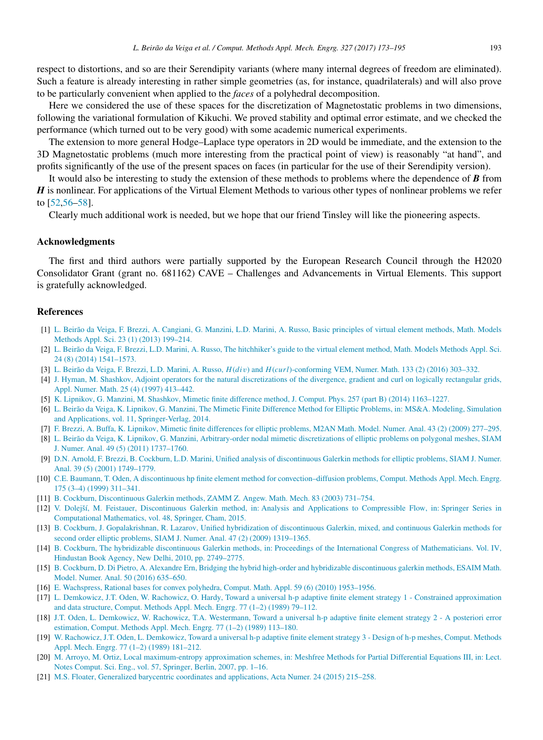respect to distortions, and so are their Serendipity variants (where many internal degrees of freedom are eliminated). Such a feature is already interesting in rather simple geometries (as, for instance, quadrilaterals) and will also prove to be particularly convenient when applied to the *faces* of a polyhedral decomposition.

Here we considered the use of these spaces for the discretization of Magnetostatic problems in two dimensions, following the variational formulation of Kikuchi. We proved stability and optimal error estimate, and we checked the performance (which turned out to be very good) with some academic numerical experiments.

The extension to more general Hodge–Laplace type operators in 2D would be immediate, and the extension to the 3D Magnetostatic problems (much more interesting from the practical point of view) is reasonably "at hand", and profits significantly of the use of the present spaces on faces (in particular for the use of their Serendipity version).

It would also be interesting to study the extension of these methods to problems where the dependence of $\boldsymbol{B}$ from $\boldsymbol{H}$ is nonlinear. For applications of the Virtual Element Methods to various other types of nonlinear problems we refer to [52,56–58].

Clearly much additional work is needed, but we hope that our friend Tinsley will like the pioneering aspects.

## Acknowledgments

The first and third authors were partially supported by the European Research Council through the H2020 Consolidator Grant (grant no. 681162) CAVE – Challenges and Advancements in Virtual Elements. This support is gratefully acknowledged.

## References

[1] L. Beirão da Veiga, F. Brezzi, A. Cangiani, G. Manzini, L.D. Marini, A. Russo, Basic principles of virtual element methods, Math. Models Methods Appl. Sci. 23 (1) (2013) 199–214.

[2] L. Beirão da Veiga, F. Brezzi, L.D. Marini, A. Russo, The hitchhiker's guide to the virtual element method, Math. Models Methods Appl. Sci. 24 (8) (2014) 1541–1573.

[3] L. Beirão da Veiga, F. Brezzi, L.D. Marini, A. Russo, $H(div)$ and $H(curl)$-conforming VEM, Numer. Math. 133 (2) (2016) 303–332.

[4] J. Hyman, M. Shashkov, Adjoint operators for the natural discretizations of the divergence, gradient and curl on logically rectangular grids, Appl. Numer. Math. 25 (4) (1997) 413–442.

[5] K. Lipnikov, G. Manzini, M. Shashkov, Mimetic finite difference method, J. Comput. Phys. 257 (part B) (2014) 1163–1227.

[6] L. Beirão da Veiga, K. Lipnikov, G. Manzini, The Mimetic Finite Difference Method for Elliptic Problems, in: MS&A. Modeling, Simulation and Applications, vol. 11, Springer-Verlag, 2014.

[7] F. Brezzi, A. Buffa, K. Lipnikov, Mimetic finite differences for elliptic problems, M2AN Math. Model. Numer. Anal. 43 (2) (2009) 277–295.

[8] L. Beirão da Veiga, K. Lipnikov, G. Manzini, Arbitrary-order nodal mimetic discretizations of elliptic problems on polygonal meshes, SIAM J. Numer. Anal. 49 (5) (2011) 1737–1760.

[9] D.N. Arnold, F. Brezzi, B. Cockburn, L.D. Marini, Unified analysis of discontinuous Galerkin methods for elliptic problems, SIAM J. Numer. Anal. 39 (5) (2001) 1749–1779.

[10] C.E. Baumann, T. Oden, A discontinuous hp finite element method for convection–diffusion problems, Comput. Methods Appl. Mech. Engrg. 175 (3–4) (1999) 311–341.

[11] B. Cockburn, Discontinuous Galerkin methods, ZAMM Z. Angew. Math. Mech. 83 (2003) 731–754.

[12] V. Dolejší, M. Feistauer, Discontinuous Galerkin method, in: Analysis and Applications to Compressible Flow, in: Springer Series in Computational Mathematics, vol. 48, Springer, Cham, 2015.

[13] B. Cockburn, J. Gopalakrishnan, R. Lazarov, Unified hybridization of discontinuous Galerkin, mixed, and continuous Galerkin methods for second order elliptic problems, SIAM J. Numer. Anal. 47 (2) (2009) 1319–1365.

[14] B. Cockburn, The hybridizable discontinuous Galerkin methods, in: Proceedings of the International Congress of Mathematicians. Vol. IV, Hindustan Book Agency, New Delhi, 2010, pp. 2749–2775.

[15] B. Cockburn, D. Di Pietro, A. Alexandre Ern, Bridging the hybrid high-order and hybridizable discontinuous galerkin methods, ESAIM Math. Model. Numer. Anal. 50 (2016) 635–650.

[16] E. Wachspress, Rational bases for convex polyhedra, Comput. Math. Appl. 59 (6) (2010) 1953–1956.

[17] L. Demkowicz, J.T. Oden, W. Rachowicz, O. Hardy, Toward a universal h-p adaptive finite element strategy 1 - Constrained approximation and data structure, Comput. Methods Appl. Mech. Engrg. 77 (1–2) (1989) 79–112.

[18] J.T. Oden, L. Demkowicz, W. Rachowicz, T.A. Westermann, Toward a universal h-p adaptive finite element strategy 2 - A posteriori error estimation, Comput. Methods Appl. Mech. Engrg. 77 (1–2) (1989) 113–180.

[19] W. Rachowicz, J.T. Oden, L. Demkowicz, Toward a universal h-p adaptive finite element strategy 3 - Design of h-p meshes, Comput. Methods Appl. Mech. Engrg. 77 (1–2) (1989) 181–212.

[20] M. Arroyo, M. Ortiz, Local maximum-entropy approximation schemes, in: Meshfree Methods for Partial Differential Equations III, in: Lect. Notes Comput. Sci. Eng., vol. 57, Springer, Berlin, 2007, pp. 1–16.

[21] M.S. Floater, Generalized barycentric coordinates and applications, Acta Numer. 24 (2015) 215–258.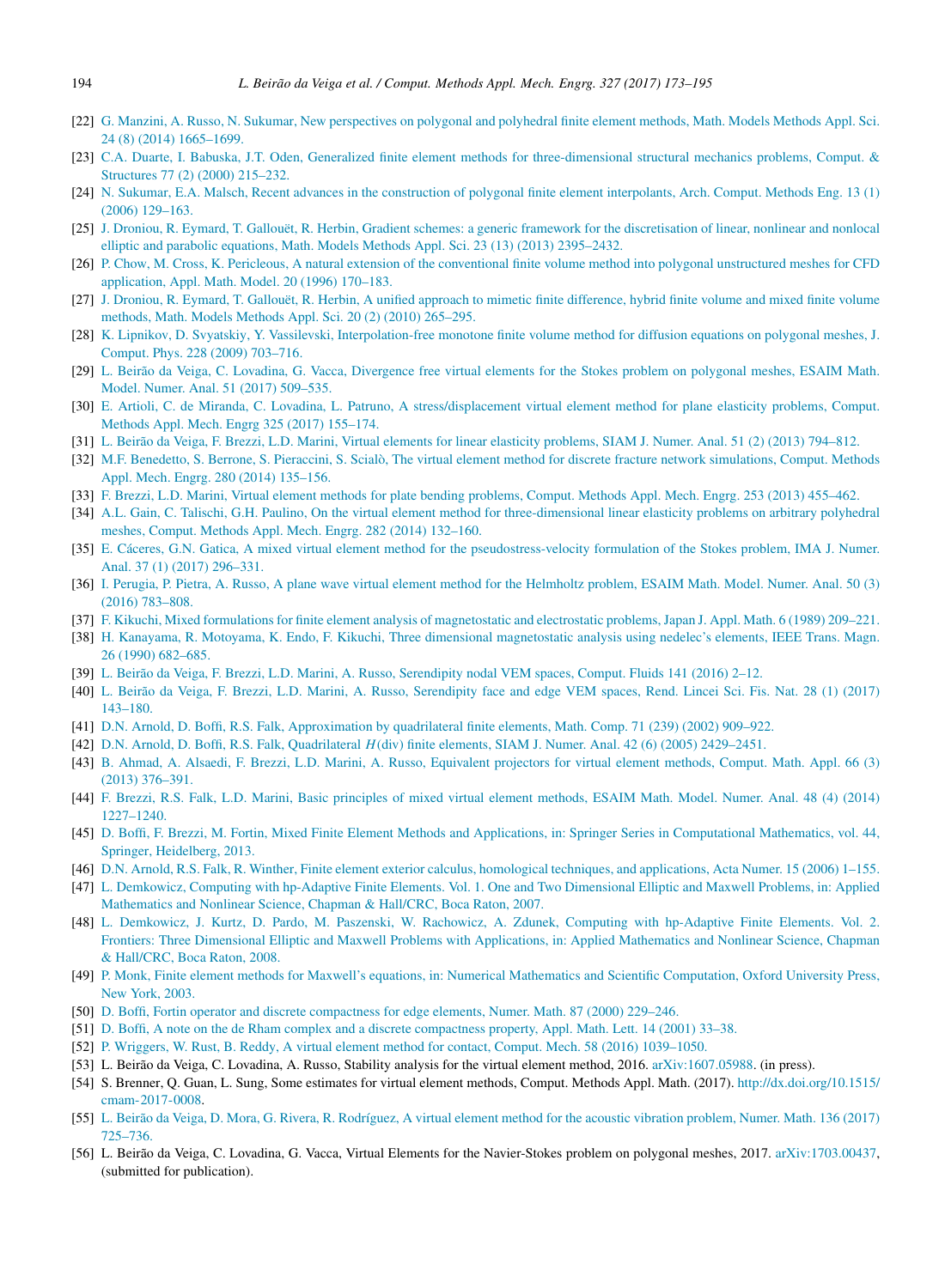[22] G. Manzini, A. Russo, N. Sukumar, New perspectives on polygonal and polyhedral finite element methods, Math. Models Methods Appl. Sci. 24 (8) (2014) 1665–1699.

[23] C.A. Duarte, I. Babuska, J.T. Oden, Generalized finite element methods for three-dimensional structural mechanics problems, Comput. & Structures 77 (2) (2000) 215–232.

[24] N. Sukumar, E.A. Malsch, Recent advances in the construction of polygonal finite element interpolants, Arch. Comput. Methods Eng. 13 (1) (2006) 129–163.

[25] J. Droniou, R. Eymard, T. Gallouët, R. Herbin, Gradient schemes: a generic framework for the discretisation of linear, nonlinear and nonlocal elliptic and parabolic equations, Math. Models Methods Appl. Sci. 23 (13) (2013) 2395–2432.

[26] P. Chow, M. Cross, K. Pericleous, A natural extension of the conventional finite volume method into polygonal unstructured meshes for CFD application, Appl. Math. Model. 20 (1996) 170–183.

[27] J. Droniou, R. Eymard, T. Gallouët, R. Herbin, A unified approach to mimetic finite difference, hybrid finite volume and mixed finite volume methods, Math. Models Methods Appl. Sci. 20 (2) (2010) 265–295.

[28] K. Lipnikov, D. Svyatskiy, Y. Vassilevski, Interpolation-free monotone finite volume method for diffusion equations on polygonal meshes, J. Comput. Phys. 228 (2009) 703–716.

[29] L. Beirão da Veiga, C. Lovadina, G. Vacca, Divergence free virtual elements for the Stokes problem on polygonal meshes, ESAIM Math. Model. Numer. Anal. 51 (2017) 509–535.

[30] E. Artioli, C. de Miranda, C. Lovadina, L. Patruno, A stress/displacement virtual element method for plane elasticity problems, Comput. Methods Appl. Mech. Engrg 325 (2017) 155–174.

[31] L. Beirão da Veiga, F. Brezzi, L.D. Marini, Virtual elements for linear elasticity problems, SIAM J. Numer. Anal. 51 (2) (2013) 794–812.

[32] M.F. Benedetto, S. Berrone, S. Pieraccini, S. Scialò, The virtual element method for discrete fracture network simulations, Comput. Methods Appl. Mech. Engrg. 280 (2014) 135–156.

[33] F. Brezzi, L.D. Marini, Virtual element methods for plate bending problems, Comput. Methods Appl. Mech. Engrg. 253 (2013) 455–462.

[34] A.L. Gain, C. Talischi, G.H. Paulino, On the virtual element method for three-dimensional linear elasticity problems on arbitrary polyhedral meshes, Comput. Methods Appl. Mech. Engrg. 282 (2014) 132–160.

[35] E. Cáceres, G.N. Gatica, A mixed virtual element method for the pseudostress-velocity formulation of the Stokes problem, IMA J. Numer. Anal. 37 (1) (2017) 296–331.

[36] I. Perugia, P. Pietra, A. Russo, A plane wave virtual element method for the Helmholtz problem, ESAIM Math. Model. Numer. Anal. 50 (3) (2016) 783–808.

[37] F. Kikuchi, Mixed formulations for finite element analysis of magnetostatic and electrostatic problems, Japan J. Appl. Math. 6 (1989) 209–221.

[38] H. Kanayama, R. Motoyama, K. Endo, F. Kikuchi, Three dimensional magnetostatic analysis using nedelec's elements, IEEE Trans. Magn. 26 (1990) 682–685.

[39] L. Beirão da Veiga, F. Brezzi, L.D. Marini, A. Russo, Serendipity nodal VEM spaces, Comput. Fluids 141 (2016) 2–12.

[40] L. Beirão da Veiga, F. Brezzi, L.D. Marini, A. Russo, Serendipity face and edge VEM spaces, Rend. Lincei Sci. Fis. Nat. 28 (1) (2017) 143–180.

[41] D.N. Arnold, D. Boffi, R.S. Falk, Approximation by quadrilateral finite elements, Math. Comp. 71 (239) (2002) 909–922.

[42] D.N. Arnold, D. Boffi, R.S. Falk, Quadrilateral $H(\mathrm{div})$ finite elements, SIAM J. Numer. Anal. 42 (6) (2005) 2429–2451.

[43] B. Ahmad, A. Alsaedi, F. Brezzi, L.D. Marini, A. Russo, Equivalent projectors for virtual element methods, Comput. Math. Appl. 66 (3) (2013) 376–391.

[44] F. Brezzi, R.S. Falk, L.D. Marini, Basic principles of mixed virtual element methods, ESAIM Math. Model. Numer. Anal. 48 (4) (2014) 1227–1240.

[45] D. Boffi, F. Brezzi, M. Fortin, Mixed Finite Element Methods and Applications, in: Springer Series in Computational Mathematics, vol. 44, Springer, Heidelberg, 2013.

[46] D.N. Arnold, R.S. Falk, R. Winther, Finite element exterior calculus, homological techniques, and applications, Acta Numer. 15 (2006) 1–155.

[47] L. Demkowicz, Computing with hp-Adaptive Finite Elements. Vol. 1. One and Two Dimensional Elliptic and Maxwell Problems, in: Applied Mathematics and Nonlinear Science, Chapman & Hall/CRC, Boca Raton, 2007.

[48] L. Demkowicz, J. Kurtz, D. Pardo, M. Paszenski, W. Rachowicz, A. Zdunek, Computing with hp-Adaptive Finite Elements. Vol. 2. Frontiers: Three Dimensional Elliptic and Maxwell Problems with Applications, in: Applied Mathematics and Nonlinear Science, Chapman & Hall/CRC, Boca Raton, 2008.

[49] P. Monk, Finite element methods for Maxwell's equations, in: Numerical Mathematics and Scientific Computation, Oxford University Press, New York, 2003.

[50] D. Boffi, Fortin operator and discrete compactness for edge elements, Numer. Math. 87 (2000) 229–246.

[51] D. Boffi, A note on the de Rham complex and a discrete compactness property, Appl. Math. Lett. 14 (2001) 33–38.

[52] P. Wriggers, W. Rust, B. Reddy, A virtual element method for contact, Comput. Mech. 58 (2016) 1039–1050.

[53] L. Beirão da Veiga, C. Lovadina, A. Russo, Stability analysis for the virtual element method, 2016. arXiv:1607.05988. (in press).

[54] S. Brenner, Q. Guan, L. Sung, Some estimates for virtual element methods, Comput. Methods Appl. Math. (2017). http://dx.doi.org/10.1515/cmam-2017-0008.

[55] L. Beirão da Veiga, D. Mora, G. Rivera, R. Rodríguez, A virtual element method for the acoustic vibration problem, Numer. Math. 136 (2017) 725–736.

[56] L. Beirão da Veiga, C. Lovadina, G. Vacca, Virtual Elements for the Navier-Stokes problem on polygonal meshes, 2017. arXiv:1703.00437, (submitted for publication).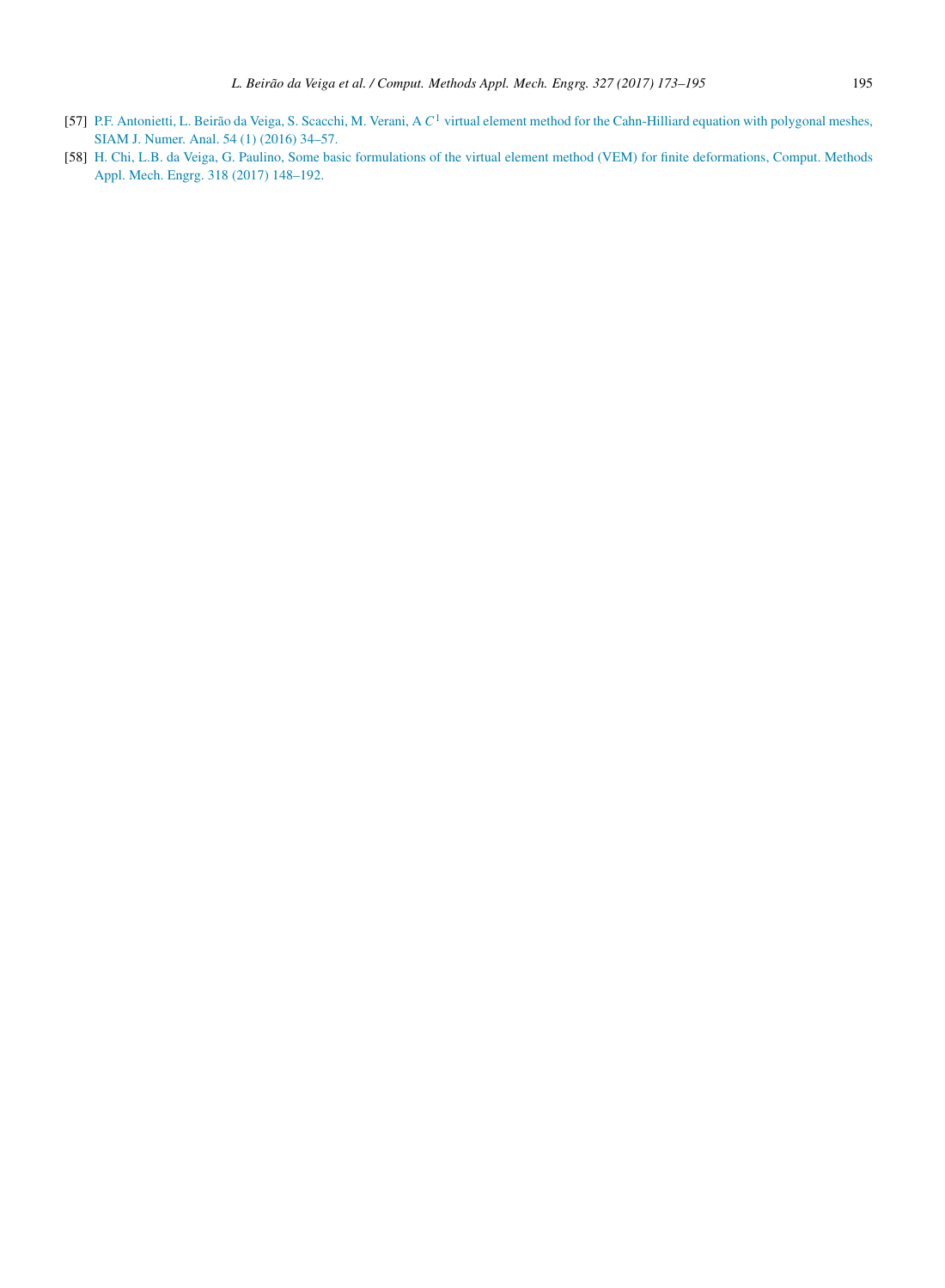[57] P.F. Antonietti, L. Beirão da Veiga, S. Scacchi, M. Verani, A $C^1$ virtual element method for the Cahn-Hilliard equation with polygonal meshes, SIAM J. Numer. Anal. 54 (1) (2016) 34–57.

[58] H. Chi, L.B. da Veiga, G. Paulino, Some basic formulations of the virtual element method (VEM) for finite deformations, Comput. Methods Appl. Mech. Engrg. 318 (2017) 148–192.